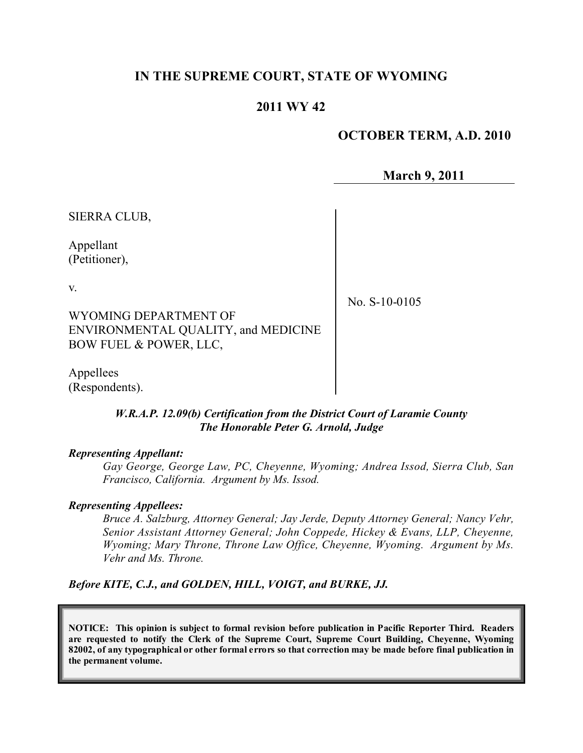# IN THE SUPREME COURT, STATE OF WYOMING

## 2011 WY 42

**OCTOBER TERM, A.D. 2010**

**March 9, 2011**

SIERRA CLUB,

Appellant
(Petitioner),

v.

WYOMING DEPARTMENT OF ENVIRONMENTAL QUALITY, and MEDICINE BOW FUEL & POWER, LLC,

Appellees
(Respondents).

No. S-10-0105

***W.R.A.P. 12.09(b) Certification from the District Court of Laramie County***
***The Honorable Peter G. Arnold, Judge***

***Representing Appellant:***

*Gay George, George Law, PC, Cheyenne, Wyoming; Andrea Issod, Sierra Club, San Francisco, California. Argument by Ms. Issod.*

***Representing Appellees:***

*Bruce A. Salzburg, Attorney General; Jay Jerde, Deputy Attorney General; Nancy Vehr, Senior Assistant Attorney General; John Coppede, Hickey & Evans, LLP, Cheyenne, Wyoming; Mary Throne, Throne Law Office, Cheyenne, Wyoming. Argument by Ms. Vehr and Ms. Throne.*

***Before KITE, C.J., and GOLDEN, HILL, VOIGT, and BURKE, JJ.***

**NOTICE: This opinion is subject to formal revision before publication in Pacific Reporter Third. Readers are requested to notify the Clerk of the Supreme Court, Supreme Court Building, Cheyenne, Wyoming 82002, of any typographical or other formal errors so that correction may be made before final publication in the permanent volume.**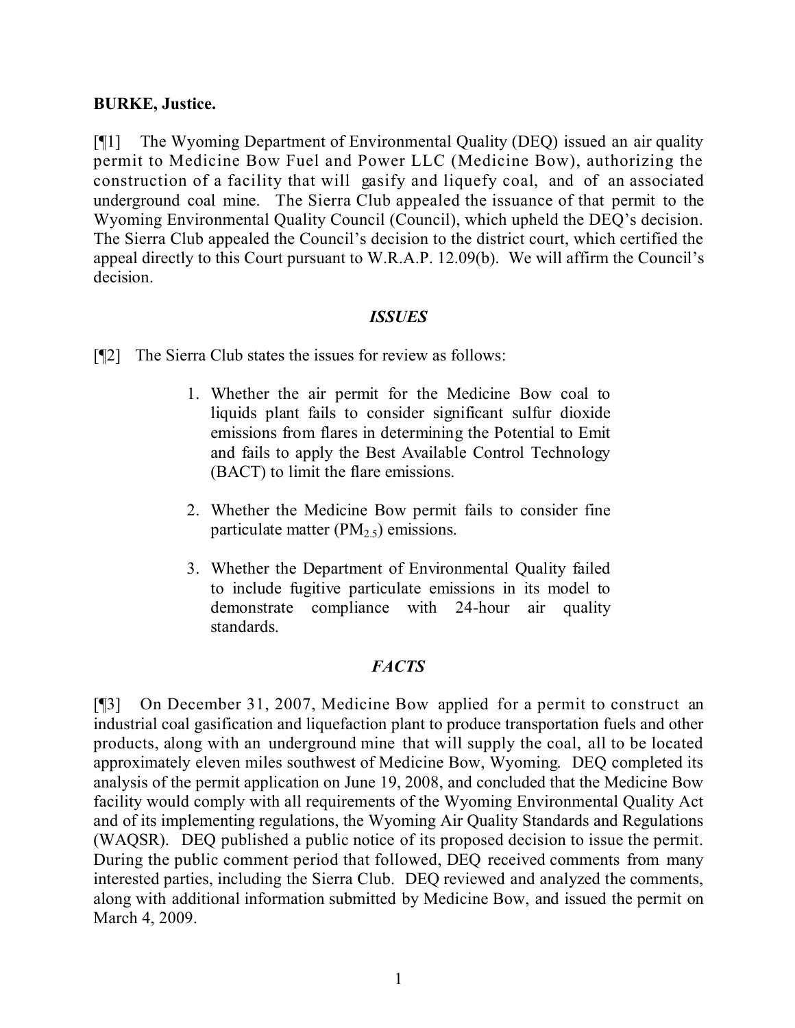**BURKE, Justice.**

[¶1] The Wyoming Department of Environmental Quality (DEQ) issued an air quality permit to Medicine Bow Fuel and Power LLC (Medicine Bow), authorizing the construction of a facility that will gasify and liquefy coal, and of an associated underground coal mine. The Sierra Club appealed the issuance of that permit to the Wyoming Environmental Quality Council (Council), which upheld the DEQ's decision. The Sierra Club appealed the Council's decision to the district court, which certified the appeal directly to this Court pursuant to W.R.A.P. 12.09(b). We will affirm the Council's decision.

### *ISSUES*

[¶2] The Sierra Club states the issues for review as follows:

> 1. Whether the air permit for the Medicine Bow coal to liquids plant fails to consider significant sulfur dioxide emissions from flares in determining the Potential to Emit and fails to apply the Best Available Control Technology (BACT) to limit the flare emissions.
>
> 2. Whether the Medicine Bow permit fails to consider fine particulate matter ($PM_{2.5}$) emissions.
>
> 3. Whether the Department of Environmental Quality failed to include fugitive particulate emissions in its model to demonstrate compliance with 24-hour air quality standards.

### *FACTS*

[¶3] On December 31, 2007, Medicine Bow applied for a permit to construct an industrial coal gasification and liquefaction plant to produce transportation fuels and other products, along with an underground mine that will supply the coal, all to be located approximately eleven miles southwest of Medicine Bow, Wyoming. DEQ completed its analysis of the permit application on June 19, 2008, and concluded that the Medicine Bow facility would comply with all requirements of the Wyoming Environmental Quality Act and of its implementing regulations, the Wyoming Air Quality Standards and Regulations (WAQSR). DEQ published a public notice of its proposed decision to issue the permit. During the public comment period that followed, DEQ received comments from many interested parties, including the Sierra Club. DEQ reviewed and analyzed the comments, along with additional information submitted by Medicine Bow, and issued the permit on March 4, 2009.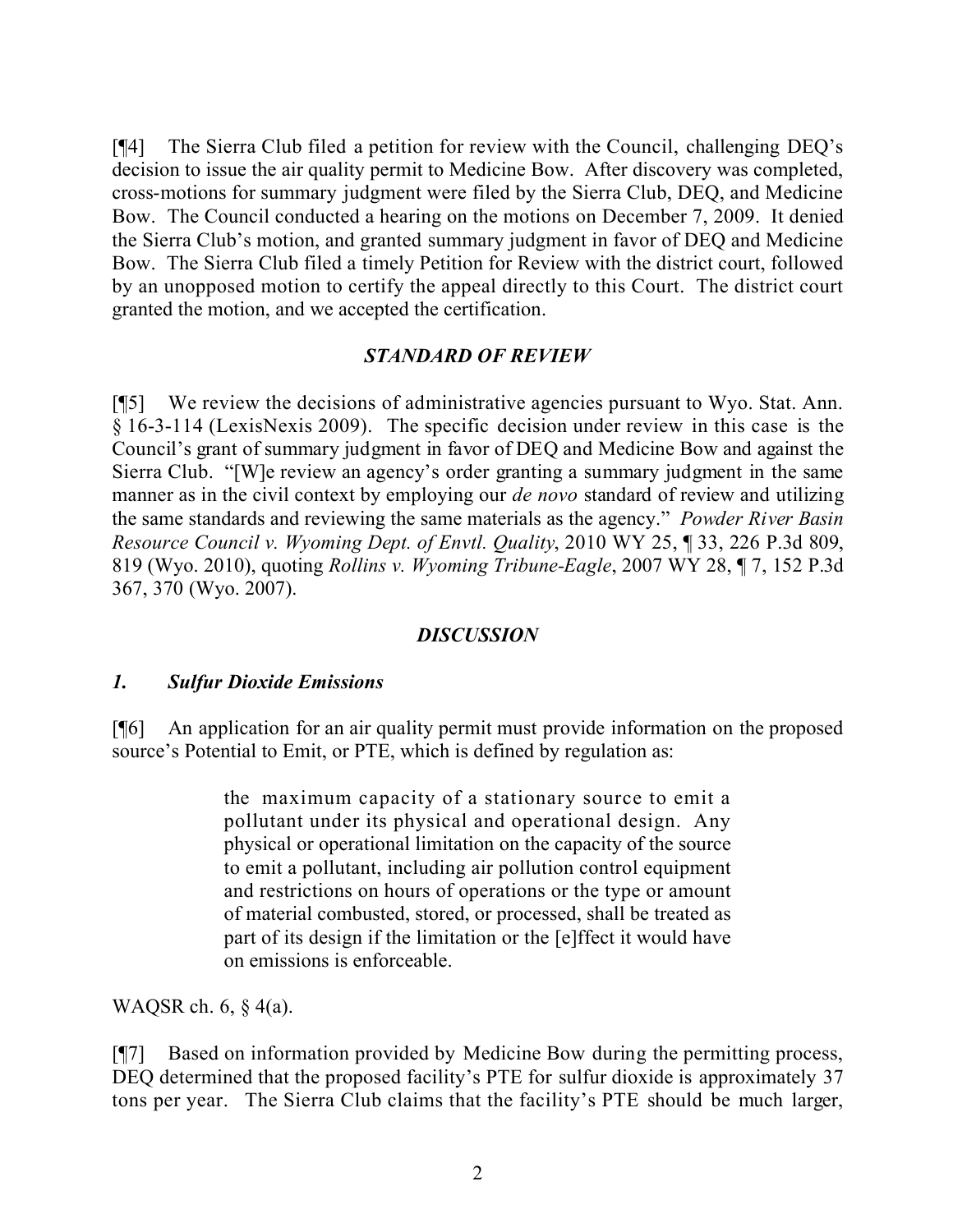[¶4] The Sierra Club filed a petition for review with the Council, challenging DEQ's decision to issue the air quality permit to Medicine Bow. After discovery was completed, cross-motions for summary judgment were filed by the Sierra Club, DEQ, and Medicine Bow. The Council conducted a hearing on the motions on December 7, 2009. It denied the Sierra Club's motion, and granted summary judgment in favor of DEQ and Medicine Bow. The Sierra Club filed a timely Petition for Review with the district court, followed by an unopposed motion to certify the appeal directly to this Court. The district court granted the motion, and we accepted the certification.

## *STANDARD OF REVIEW*

[¶5] We review the decisions of administrative agencies pursuant to Wyo. Stat. Ann. § 16-3-114 (LexisNexis 2009). The specific decision under review in this case is the Council's grant of summary judgment in favor of DEQ and Medicine Bow and against the Sierra Club. "[W]e review an agency's order granting a summary judgment in the same manner as in the civil context by employing our *de novo* standard of review and utilizing the same standards and reviewing the same materials as the agency." *Powder River Basin Resource Council v. Wyoming Dept. of Envtl. Quality*, 2010 WY 25, ¶ 33, 226 P.3d 809, 819 (Wyo. 2010), quoting *Rollins v. Wyoming Tribune-Eagle*, 2007 WY 28, ¶ 7, 152 P.3d 367, 370 (Wyo. 2007).

## *DISCUSSION*

### *1. Sulfur Dioxide Emissions*

[¶6] An application for an air quality permit must provide information on the proposed source's Potential to Emit, or PTE, which is defined by regulation as:

> the maximum capacity of a stationary source to emit a pollutant under its physical and operational design. Any physical or operational limitation on the capacity of the source to emit a pollutant, including air pollution control equipment and restrictions on hours of operations or the type or amount of material combusted, stored, or processed, shall be treated as part of its design if the limitation or the [e]ffect it would have on emissions is enforceable.

WAQSR ch. 6, § 4(a).

[¶7] Based on information provided by Medicine Bow during the permitting process, DEQ determined that the proposed facility's PTE for sulfur dioxide is approximately 37 tons per year. The Sierra Club claims that the facility's PTE should be much larger,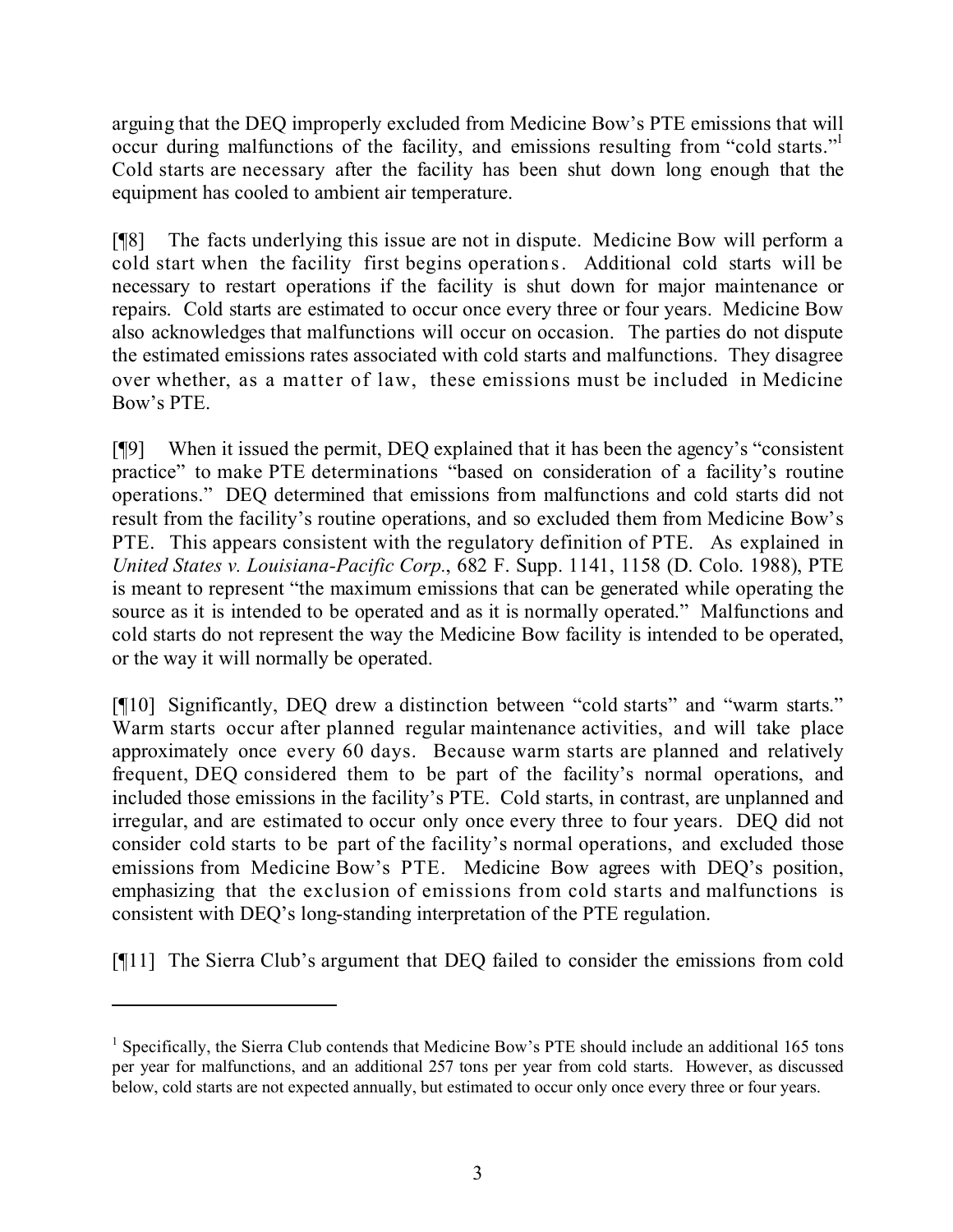arguing that the DEQ improperly excluded from Medicine Bow's PTE emissions that will occur during malfunctions of the facility, and emissions resulting from "cold starts."[1] Cold starts are necessary after the facility has been shut down long enough that the equipment has cooled to ambient air temperature.

[¶8] The facts underlying this issue are not in dispute. Medicine Bow will perform a cold start when the facility first begins operations. Additional cold starts will be necessary to restart operations if the facility is shut down for major maintenance or repairs. Cold starts are estimated to occur once every three or four years. Medicine Bow also acknowledges that malfunctions will occur on occasion. The parties do not dispute the estimated emissions rates associated with cold starts and malfunctions. They disagree over whether, as a matter of law, these emissions must be included in Medicine Bow's PTE.

[¶9] When it issued the permit, DEQ explained that it has been the agency's "consistent practice" to make PTE determinations "based on consideration of a facility's routine operations." DEQ determined that emissions from malfunctions and cold starts did not result from the facility's routine operations, and so excluded them from Medicine Bow's PTE. This appears consistent with the regulatory definition of PTE. As explained in *United States v. Louisiana-Pacific Corp.*, 682 F. Supp. 1141, 1158 (D. Colo. 1988), PTE is meant to represent "the maximum emissions that can be generated while operating the source as it is intended to be operated and as it is normally operated." Malfunctions and cold starts do not represent the way the Medicine Bow facility is intended to be operated, or the way it will normally be operated.

[¶10] Significantly, DEQ drew a distinction between "cold starts" and "warm starts." Warm starts occur after planned regular maintenance activities, and will take place approximately once every 60 days. Because warm starts are planned and relatively frequent, DEQ considered them to be part of the facility's normal operations, and included those emissions in the facility's PTE. Cold starts, in contrast, are unplanned and irregular, and are estimated to occur only once every three to four years. DEQ did not consider cold starts to be part of the facility's normal operations, and excluded those emissions from Medicine Bow's PTE. Medicine Bow agrees with DEQ's position, emphasizing that the exclusion of emissions from cold starts and malfunctions is consistent with DEQ's long-standing interpretation of the PTE regulation.

[¶11] The Sierra Club's argument that DEQ failed to consider the emissions from cold

---

[1] Specifically, the Sierra Club contends that Medicine Bow's PTE should include an additional 165 tons per year for malfunctions, and an additional 257 tons per year from cold starts. However, as discussed below, cold starts are not expected annually, but estimated to occur only once every three or four years.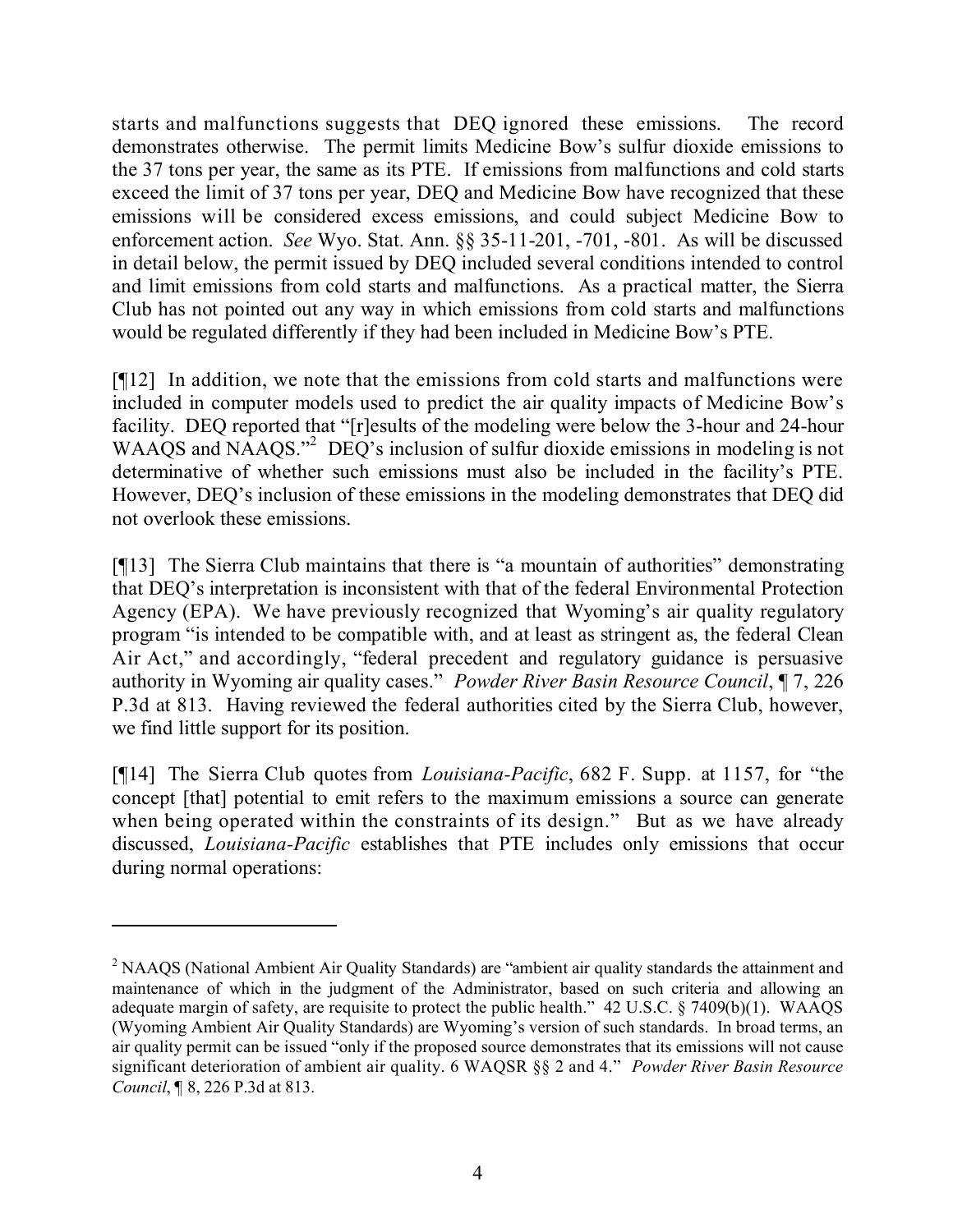starts and malfunctions suggests that DEQ ignored these emissions. The record demonstrates otherwise. The permit limits Medicine Bow's sulfur dioxide emissions to the 37 tons per year, the same as its PTE. If emissions from malfunctions and cold starts exceed the limit of 37 tons per year, DEQ and Medicine Bow have recognized that these emissions will be considered excess emissions, and could subject Medicine Bow to enforcement action. *See* Wyo. Stat. Ann. §§ 35-11-201, -701, -801. As will be discussed in detail below, the permit issued by DEQ included several conditions intended to control and limit emissions from cold starts and malfunctions. As a practical matter, the Sierra Club has not pointed out any way in which emissions from cold starts and malfunctions would be regulated differently if they had been included in Medicine Bow's PTE.

[¶12] In addition, we note that the emissions from cold starts and malfunctions were included in computer models used to predict the air quality impacts of Medicine Bow's facility. DEQ reported that "[r]esults of the modeling were below the 3-hour and 24-hour WAAQS and NAAQS."[2] DEQ's inclusion of sulfur dioxide emissions in modeling is not determinative of whether such emissions must also be included in the facility's PTE. However, DEQ's inclusion of these emissions in the modeling demonstrates that DEQ did not overlook these emissions.

[¶13] The Sierra Club maintains that there is "a mountain of authorities" demonstrating that DEQ's interpretation is inconsistent with that of the federal Environmental Protection Agency (EPA). We have previously recognized that Wyoming's air quality regulatory program "is intended to be compatible with, and at least as stringent as, the federal Clean Air Act," and accordingly, "federal precedent and regulatory guidance is persuasive authority in Wyoming air quality cases." *Powder River Basin Resource Council*, ¶ 7, 226 P.3d at 813. Having reviewed the federal authorities cited by the Sierra Club, however, we find little support for its position.

[¶14] The Sierra Club quotes from *Louisiana-Pacific*, 682 F. Supp. at 1157, for "the concept [that] potential to emit refers to the maximum emissions a source can generate when being operated within the constraints of its design." But as we have already discussed, *Louisiana-Pacific* establishes that PTE includes only emissions that occur during normal operations:

---

[2] NAAQS (National Ambient Air Quality Standards) are "ambient air quality standards the attainment and maintenance of which in the judgment of the Administrator, based on such criteria and allowing an adequate margin of safety, are requisite to protect the public health." 42 U.S.C. § 7409(b)(1). WAAQS (Wyoming Ambient Air Quality Standards) are Wyoming's version of such standards. In broad terms, an air quality permit can be issued "only if the proposed source demonstrates that its emissions will not cause significant deterioration of ambient air quality. 6 WAQSR §§ 2 and 4." *Powder River Basin Resource Council*, ¶ 8, 226 P.3d at 813.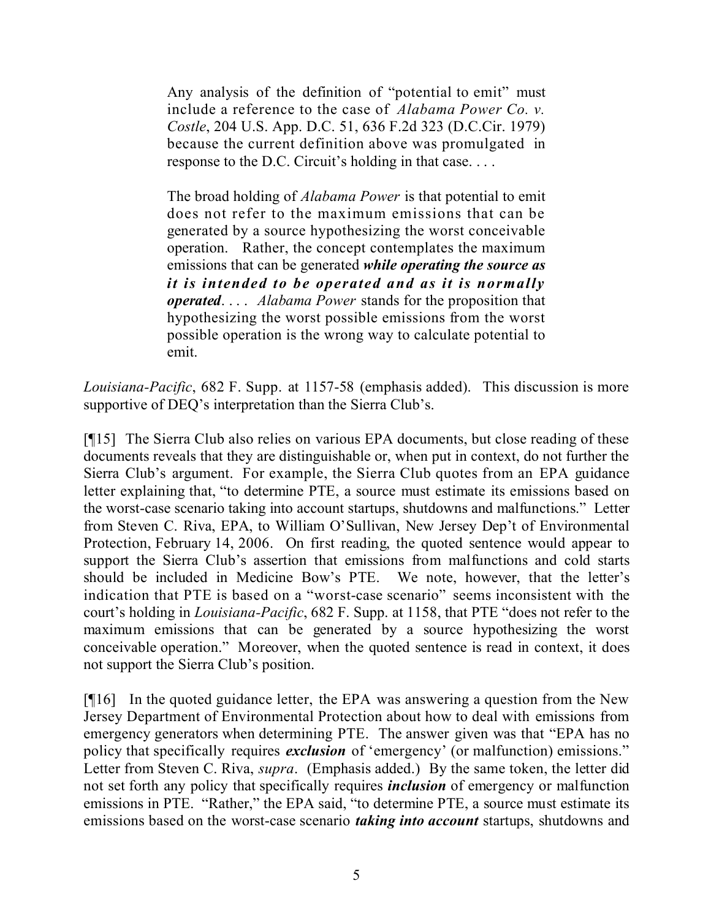> Any analysis of the definition of "potential to emit" must include a reference to the case of *Alabama Power Co. v. Costle*, 204 U.S. App. D.C. 51, 636 F.2d 323 (D.C.Cir. 1979) because the current definition above was promulgated in response to the D.C. Circuit's holding in that case. . . .
>
> The broad holding of *Alabama Power* is that potential to emit does not refer to the maximum emissions that can be generated by a source hypothesizing the worst conceivable operation. Rather, the concept contemplates the maximum emissions that can be generated ***while operating the source as it is intended to be operated and as it is normally operated***. . . . *Alabama Power* stands for the proposition that hypothesizing the worst possible emissions from the worst possible operation is the wrong way to calculate potential to emit.

*Louisiana-Pacific*, 682 F. Supp. at 1157-58 (emphasis added). This discussion is more supportive of DEQ's interpretation than the Sierra Club's.

[¶15] The Sierra Club also relies on various EPA documents, but close reading of these documents reveals that they are distinguishable or, when put in context, do not further the Sierra Club's argument. For example, the Sierra Club quotes from an EPA guidance letter explaining that, "to determine PTE, a source must estimate its emissions based on the worst-case scenario taking into account startups, shutdowns and malfunctions." Letter from Steven C. Riva, EPA, to William O'Sullivan, New Jersey Dep't of Environmental Protection, February 14, 2006. On first reading, the quoted sentence would appear to support the Sierra Club's assertion that emissions from malfunctions and cold starts should be included in Medicine Bow's PTE. We note, however, that the letter's indication that PTE is based on a "worst-case scenario" seems inconsistent with the court's holding in *Louisiana-Pacific*, 682 F. Supp. at 1158, that PTE "does not refer to the maximum emissions that can be generated by a source hypothesizing the worst conceivable operation." Moreover, when the quoted sentence is read in context, it does not support the Sierra Club's position.

[¶16] In the quoted guidance letter, the EPA was answering a question from the New Jersey Department of Environmental Protection about how to deal with emissions from emergency generators when determining PTE. The answer given was that "EPA has no policy that specifically requires ***exclusion*** of 'emergency' (or malfunction) emissions." Letter from Steven C. Riva, *supra*. (Emphasis added.) By the same token, the letter did not set forth any policy that specifically requires ***inclusion*** of emergency or malfunction emissions in PTE. "Rather," the EPA said, "to determine PTE, a source must estimate its emissions based on the worst-case scenario ***taking into account*** startups, shutdowns and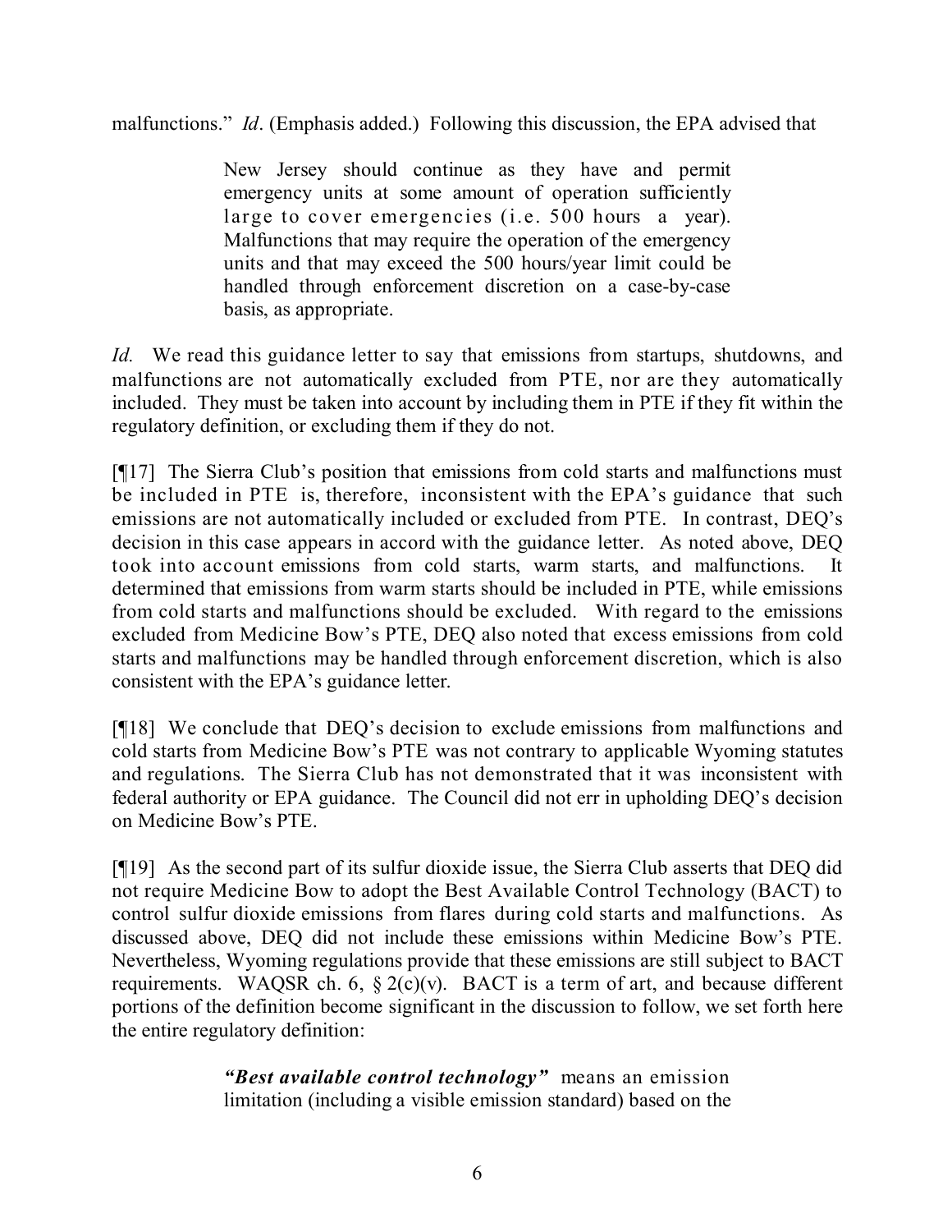malfunctions." *Id*. (Emphasis added.) Following this discussion, the EPA advised that

> New Jersey should continue as they have and permit emergency units at some amount of operation sufficiently large to cover emergencies (i.e. 500 hours a year). Malfunctions that may require the operation of the emergency units and that may exceed the 500 hours/year limit could be handled through enforcement discretion on a case-by-case basis, as appropriate.

*Id.* We read this guidance letter to say that emissions from startups, shutdowns, and malfunctions are not automatically excluded from PTE, nor are they automatically included. They must be taken into account by including them in PTE if they fit within the regulatory definition, or excluding them if they do not.

[¶17] The Sierra Club's position that emissions from cold starts and malfunctions must be included in PTE is, therefore, inconsistent with the EPA's guidance that such emissions are not automatically included or excluded from PTE. In contrast, DEQ's decision in this case appears in accord with the guidance letter. As noted above, DEQ took into account emissions from cold starts, warm starts, and malfunctions. It determined that emissions from warm starts should be included in PTE, while emissions from cold starts and malfunctions should be excluded. With regard to the emissions excluded from Medicine Bow's PTE, DEQ also noted that excess emissions from cold starts and malfunctions may be handled through enforcement discretion, which is also consistent with the EPA's guidance letter.

[¶18] We conclude that DEQ's decision to exclude emissions from malfunctions and cold starts from Medicine Bow's PTE was not contrary to applicable Wyoming statutes and regulations. The Sierra Club has not demonstrated that it was inconsistent with federal authority or EPA guidance. The Council did not err in upholding DEQ's decision on Medicine Bow's PTE.

[¶19] As the second part of its sulfur dioxide issue, the Sierra Club asserts that DEQ did not require Medicine Bow to adopt the Best Available Control Technology (BACT) to control sulfur dioxide emissions from flares during cold starts and malfunctions. As discussed above, DEQ did not include these emissions within Medicine Bow's PTE. Nevertheless, Wyoming regulations provide that these emissions are still subject to BACT requirements. WAQSR ch. 6, § 2(c)(v). BACT is a term of art, and because different portions of the definition become significant in the discussion to follow, we set forth here the entire regulatory definition:

> ***"Best available control technology"*** means an emission limitation (including a visible emission standard) based on the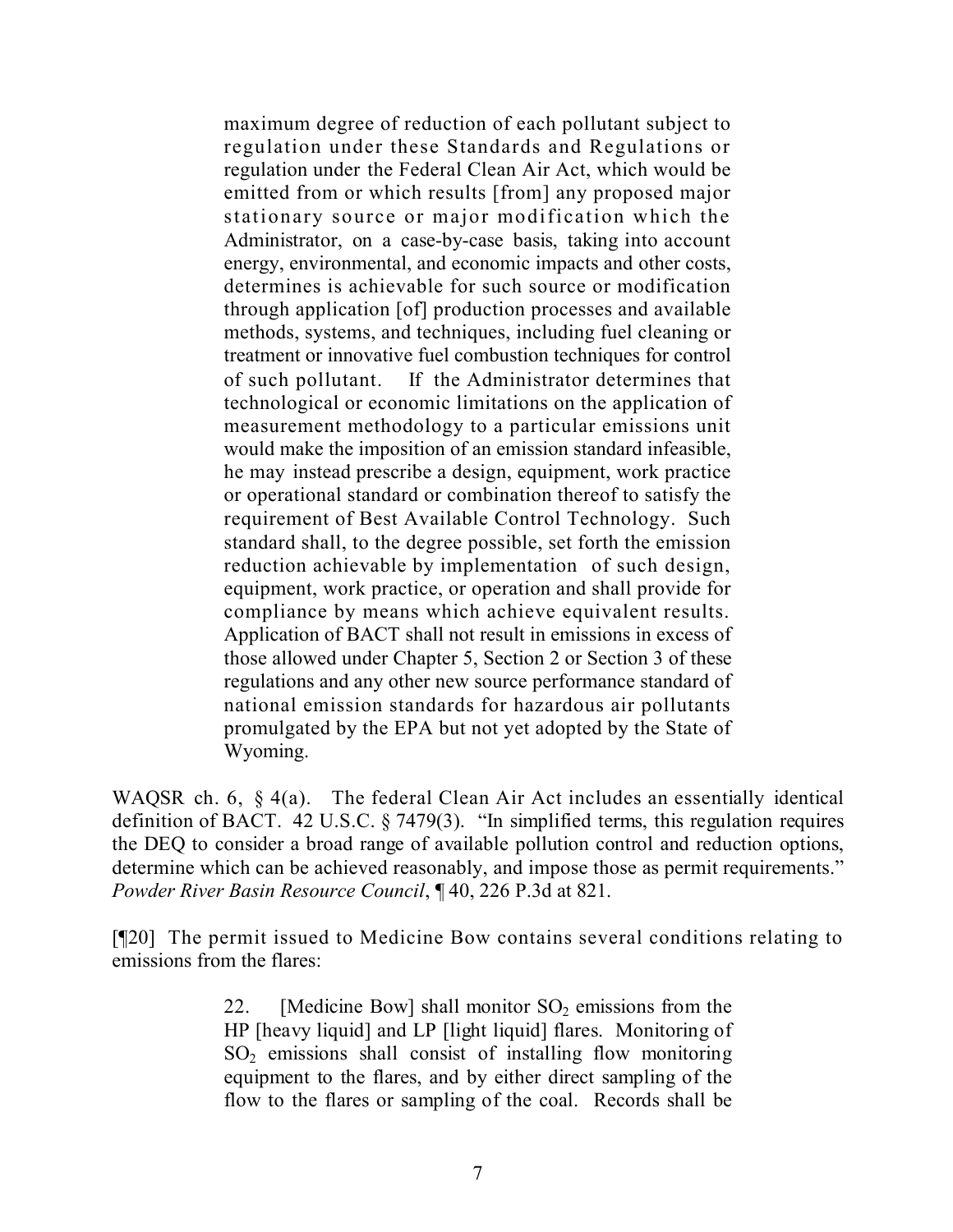> maximum degree of reduction of each pollutant subject to regulation under these Standards and Regulations or regulation under the Federal Clean Air Act, which would be emitted from or which results [from] any proposed major stationary source or major modification which the Administrator, on a case-by-case basis, taking into account energy, environmental, and economic impacts and other costs, determines is achievable for such source or modification through application [of] production processes and available methods, systems, and techniques, including fuel cleaning or treatment or innovative fuel combustion techniques for control of such pollutant. If the Administrator determines that technological or economic limitations on the application of measurement methodology to a particular emissions unit would make the imposition of an emission standard infeasible, he may instead prescribe a design, equipment, work practice or operational standard or combination thereof to satisfy the requirement of Best Available Control Technology. Such standard shall, to the degree possible, set forth the emission reduction achievable by implementation of such design, equipment, work practice, or operation and shall provide for compliance by means which achieve equivalent results. Application of BACT shall not result in emissions in excess of those allowed under Chapter 5, Section 2 or Section 3 of these regulations and any other new source performance standard of national emission standards for hazardous air pollutants promulgated by the EPA but not yet adopted by the State of Wyoming.

WAQSR ch. 6, § 4(a). The federal Clean Air Act includes an essentially identical definition of BACT. 42 U.S.C. § 7479(3). "In simplified terms, this regulation requires the DEQ to consider a broad range of available pollution control and reduction options, determine which can be achieved reasonably, and impose those as permit requirements." *Powder River Basin Resource Council*, ¶ 40, 226 P.3d at 821.

[¶20] The permit issued to Medicine Bow contains several conditions relating to emissions from the flares:

> 22. [Medicine Bow] shall monitor $SO_2$ emissions from the HP [heavy liquid] and LP [light liquid] flares. Monitoring of $SO_2$ emissions shall consist of installing flow monitoring equipment to the flares, and by either direct sampling of the flow to the flares or sampling of the coal. Records shall be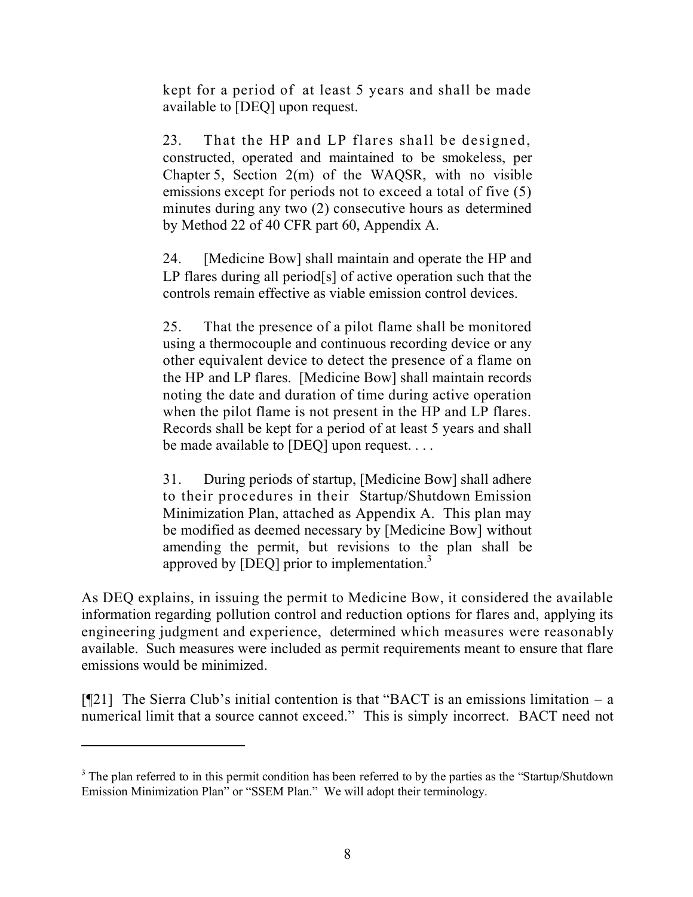> kept for a period of at least 5 years and shall be made available to [DEQ] upon request.
>
> 23. That the HP and LP flares shall be designed, constructed, operated and maintained to be smokeless, per Chapter 5, Section 2(m) of the WAQSR, with no visible emissions except for periods not to exceed a total of five (5) minutes during any two (2) consecutive hours as determined by Method 22 of 40 CFR part 60, Appendix A.
>
> 24. [Medicine Bow] shall maintain and operate the HP and LP flares during all period[s] of active operation such that the controls remain effective as viable emission control devices.
>
> 25. That the presence of a pilot flame shall be monitored using a thermocouple and continuous recording device or any other equivalent device to detect the presence of a flame on the HP and LP flares. [Medicine Bow] shall maintain records noting the date and duration of time during active operation when the pilot flame is not present in the HP and LP flares. Records shall be kept for a period of at least 5 years and shall be made available to [DEQ] upon request. . . .
>
> 31. During periods of startup, [Medicine Bow] shall adhere to their procedures in their Startup/Shutdown Emission Minimization Plan, attached as Appendix A. This plan may be modified as deemed necessary by [Medicine Bow] without amending the permit, but revisions to the plan shall be approved by [DEQ] prior to implementation.[3]

As DEQ explains, in issuing the permit to Medicine Bow, it considered the available information regarding pollution control and reduction options for flares and, applying its engineering judgment and experience, determined which measures were reasonably available. Such measures were included as permit requirements meant to ensure that flare emissions would be minimized.

[¶21] The Sierra Club's initial contention is that "BACT is an emissions limitation – a numerical limit that a source cannot exceed." This is simply incorrect. BACT need not

---

[3] The plan referred to in this permit condition has been referred to by the parties as the "Startup/Shutdown Emission Minimization Plan" or "SSEM Plan." We will adopt their terminology.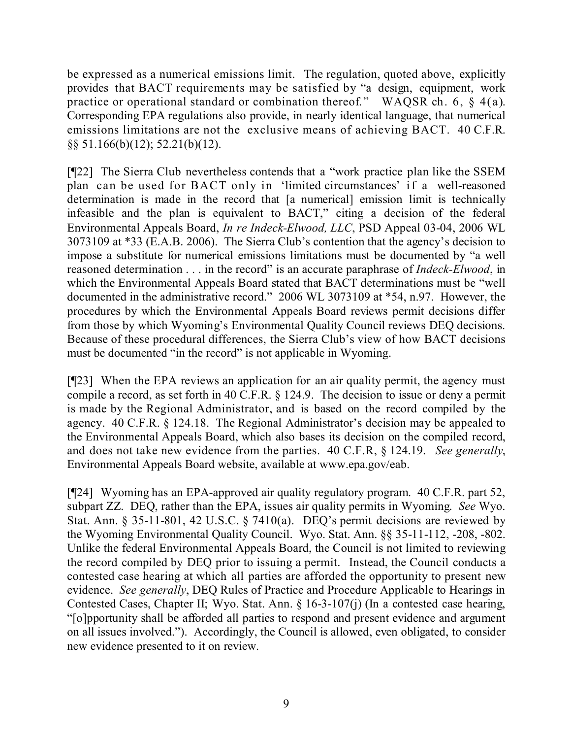be expressed as a numerical emissions limit. The regulation, quoted above, explicitly provides that BACT requirements may be satisfied by "a design, equipment, work practice or operational standard or combination thereof." WAQSR ch. 6, § 4(a). Corresponding EPA regulations also provide, in nearly identical language, that numerical emissions limitations are not the exclusive means of achieving BACT. 40 C.F.R. §§ 51.166(b)(12); 52.21(b)(12).

[¶22] The Sierra Club nevertheless contends that a "work practice plan like the SSEM plan can be used for BACT only in 'limited circumstances' if a well-reasoned determination is made in the record that [a numerical] emission limit is technically infeasible and the plan is equivalent to BACT," citing a decision of the federal Environmental Appeals Board, *In re Indeck-Elwood, LLC*, PSD Appeal 03-04, 2006 WL 3073109 at *33 (E.A.B. 2006). The Sierra Club's contention that the agency's decision to impose a substitute for numerical emissions limitations must be documented by "a well reasoned determination . . . in the record" is an accurate paraphrase of *Indeck-Elwood*, in which the Environmental Appeals Board stated that BACT determinations must be "well documented in the administrative record." 2006 WL 3073109 at *54, n.97. However, the procedures by which the Environmental Appeals Board reviews permit decisions differ from those by which Wyoming's Environmental Quality Council reviews DEQ decisions. Because of these procedural differences, the Sierra Club's view of how BACT decisions must be documented "in the record" is not applicable in Wyoming.

[¶23] When the EPA reviews an application for an air quality permit, the agency must compile a record, as set forth in 40 C.F.R. § 124.9. The decision to issue or deny a permit is made by the Regional Administrator, and is based on the record compiled by the agency. 40 C.F.R. § 124.18. The Regional Administrator's decision may be appealed to the Environmental Appeals Board, which also bases its decision on the compiled record, and does not take new evidence from the parties. 40 C.F.R, § 124.19. *See generally*, Environmental Appeals Board website, available at www.epa.gov/eab.

[¶24] Wyoming has an EPA-approved air quality regulatory program. 40 C.F.R. part 52, subpart ZZ. DEQ, rather than the EPA, issues air quality permits in Wyoming. *See* Wyo. Stat. Ann. § 35-11-801, 42 U.S.C. § 7410(a). DEQ's permit decisions are reviewed by the Wyoming Environmental Quality Council. Wyo. Stat. Ann. §§ 35-11-112, -208, -802. Unlike the federal Environmental Appeals Board, the Council is not limited to reviewing the record compiled by DEQ prior to issuing a permit. Instead, the Council conducts a contested case hearing at which all parties are afforded the opportunity to present new evidence. *See generally*, DEQ Rules of Practice and Procedure Applicable to Hearings in Contested Cases, Chapter II; Wyo. Stat. Ann. § 16-3-107(j) (In a contested case hearing, "[o]pportunity shall be afforded all parties to respond and present evidence and argument on all issues involved."). Accordingly, the Council is allowed, even obligated, to consider new evidence presented to it on review.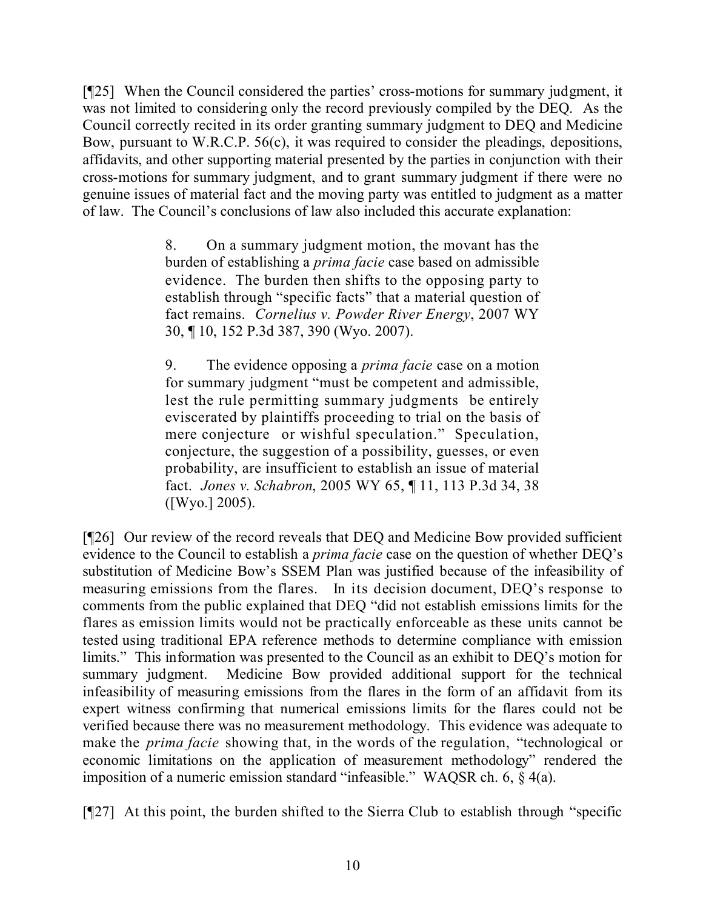[¶25] When the Council considered the parties' cross-motions for summary judgment, it was not limited to considering only the record previously compiled by the DEQ. As the Council correctly recited in its order granting summary judgment to DEQ and Medicine Bow, pursuant to W.R.C.P. 56(c), it was required to consider the pleadings, depositions, affidavits, and other supporting material presented by the parties in conjunction with their cross-motions for summary judgment, and to grant summary judgment if there were no genuine issues of material fact and the moving party was entitled to judgment as a matter of law. The Council's conclusions of law also included this accurate explanation:

> 8. On a summary judgment motion, the movant has the burden of establishing a *prima facie* case based on admissible evidence. The burden then shifts to the opposing party to establish through "specific facts" that a material question of fact remains. *Cornelius v. Powder River Energy*, 2007 WY 30, ¶ 10, 152 P.3d 387, 390 (Wyo. 2007).
>
> 9. The evidence opposing a *prima facie* case on a motion for summary judgment "must be competent and admissible, lest the rule permitting summary judgments be entirely eviscerated by plaintiffs proceeding to trial on the basis of mere conjecture or wishful speculation." Speculation, conjecture, the suggestion of a possibility, guesses, or even probability, are insufficient to establish an issue of material fact. *Jones v. Schabron*, 2005 WY 65, ¶ 11, 113 P.3d 34, 38 ([Wyo.] 2005).

[¶26] Our review of the record reveals that DEQ and Medicine Bow provided sufficient evidence to the Council to establish a *prima facie* case on the question of whether DEQ's substitution of Medicine Bow's SSEM Plan was justified because of the infeasibility of measuring emissions from the flares. In its decision document, DEQ's response to comments from the public explained that DEQ "did not establish emissions limits for the flares as emission limits would not be practically enforceable as these units cannot be tested using traditional EPA reference methods to determine compliance with emission limits." This information was presented to the Council as an exhibit to DEQ's motion for summary judgment. Medicine Bow provided additional support for the technical infeasibility of measuring emissions from the flares in the form of an affidavit from its expert witness confirming that numerical emissions limits for the flares could not be verified because there was no measurement methodology. This evidence was adequate to make the *prima facie* showing that, in the words of the regulation, "technological or economic limitations on the application of measurement methodology" rendered the imposition of a numeric emission standard "infeasible." WAQSR ch. 6, § 4(a).

[¶27] At this point, the burden shifted to the Sierra Club to establish through "specific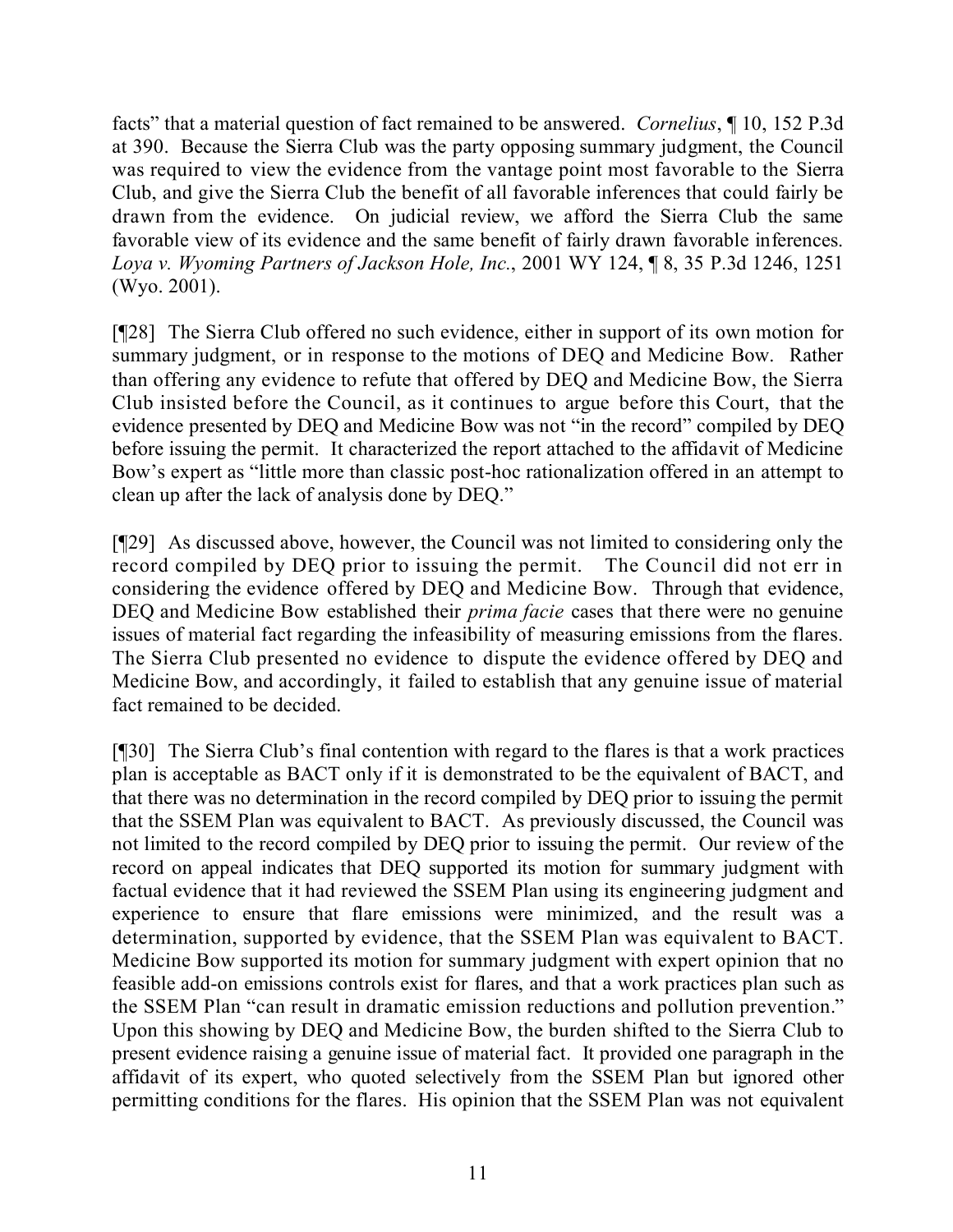facts" that a material question of fact remained to be answered. *Cornelius*, ¶ 10, 152 P.3d at 390. Because the Sierra Club was the party opposing summary judgment, the Council was required to view the evidence from the vantage point most favorable to the Sierra Club, and give the Sierra Club the benefit of all favorable inferences that could fairly be drawn from the evidence. On judicial review, we afford the Sierra Club the same favorable view of its evidence and the same benefit of fairly drawn favorable inferences. *Loya v. Wyoming Partners of Jackson Hole, Inc.*, 2001 WY 124, ¶ 8, 35 P.3d 1246, 1251 (Wyo. 2001).

[¶28] The Sierra Club offered no such evidence, either in support of its own motion for summary judgment, or in response to the motions of DEQ and Medicine Bow. Rather than offering any evidence to refute that offered by DEQ and Medicine Bow, the Sierra Club insisted before the Council, as it continues to argue before this Court, that the evidence presented by DEQ and Medicine Bow was not "in the record" compiled by DEQ before issuing the permit. It characterized the report attached to the affidavit of Medicine Bow's expert as "little more than classic post-hoc rationalization offered in an attempt to clean up after the lack of analysis done by DEQ."

[¶29] As discussed above, however, the Council was not limited to considering only the record compiled by DEQ prior to issuing the permit. The Council did not err in considering the evidence offered by DEQ and Medicine Bow. Through that evidence, DEQ and Medicine Bow established their *prima facie* cases that there were no genuine issues of material fact regarding the infeasibility of measuring emissions from the flares. The Sierra Club presented no evidence to dispute the evidence offered by DEQ and Medicine Bow, and accordingly, it failed to establish that any genuine issue of material fact remained to be decided.

[¶30] The Sierra Club's final contention with regard to the flares is that a work practices plan is acceptable as BACT only if it is demonstrated to be the equivalent of BACT, and that there was no determination in the record compiled by DEQ prior to issuing the permit that the SSEM Plan was equivalent to BACT. As previously discussed, the Council was not limited to the record compiled by DEQ prior to issuing the permit. Our review of the record on appeal indicates that DEQ supported its motion for summary judgment with factual evidence that it had reviewed the SSEM Plan using its engineering judgment and experience to ensure that flare emissions were minimized, and the result was a determination, supported by evidence, that the SSEM Plan was equivalent to BACT. Medicine Bow supported its motion for summary judgment with expert opinion that no feasible add-on emissions controls exist for flares, and that a work practices plan such as the SSEM Plan "can result in dramatic emission reductions and pollution prevention." Upon this showing by DEQ and Medicine Bow, the burden shifted to the Sierra Club to present evidence raising a genuine issue of material fact. It provided one paragraph in the affidavit of its expert, who quoted selectively from the SSEM Plan but ignored other permitting conditions for the flares. His opinion that the SSEM Plan was not equivalent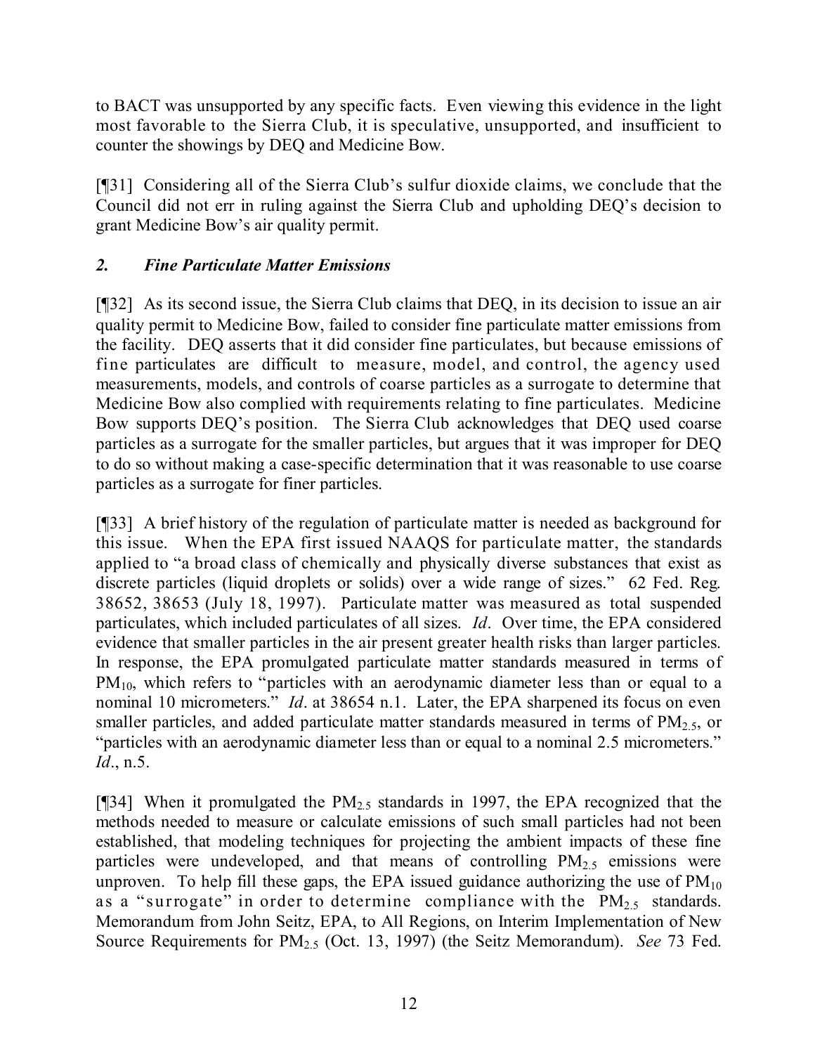to BACT was unsupported by any specific facts. Even viewing this evidence in the light most favorable to the Sierra Club, it is speculative, unsupported, and insufficient to counter the showings by DEQ and Medicine Bow.

[¶31] Considering all of the Sierra Club's sulfur dioxide claims, we conclude that the Council did not err in ruling against the Sierra Club and upholding DEQ's decision to grant Medicine Bow's air quality permit.

### *2. Fine Particulate Matter Emissions*

[¶32] As its second issue, the Sierra Club claims that DEQ, in its decision to issue an air quality permit to Medicine Bow, failed to consider fine particulate matter emissions from the facility. DEQ asserts that it did consider fine particulates, but because emissions of fine particulates are difficult to measure, model, and control, the agency used measurements, models, and controls of coarse particles as a surrogate to determine that Medicine Bow also complied with requirements relating to fine particulates. Medicine Bow supports DEQ's position. The Sierra Club acknowledges that DEQ used coarse particles as a surrogate for the smaller particles, but argues that it was improper for DEQ to do so without making a case-specific determination that it was reasonable to use coarse particles as a surrogate for finer particles.

[¶33] A brief history of the regulation of particulate matter is needed as background for this issue. When the EPA first issued NAAQS for particulate matter, the standards applied to "a broad class of chemically and physically diverse substances that exist as discrete particles (liquid droplets or solids) over a wide range of sizes." 62 Fed. Reg. 38652, 38653 (July 18, 1997). Particulate matter was measured as total suspended particulates, which included particulates of all sizes. *Id*. Over time, the EPA considered evidence that smaller particles in the air present greater health risks than larger particles. In response, the EPA promulgated particulate matter standards measured in terms of $PM_{10}$, which refers to "particles with an aerodynamic diameter less than or equal to a nominal 10 micrometers." *Id*. at 38654 n.1. Later, the EPA sharpened its focus on even smaller particles, and added particulate matter standards measured in terms of $PM_{2.5}$, or "particles with an aerodynamic diameter less than or equal to a nominal 2.5 micrometers." *Id*., n.5.

[¶34] When it promulgated the $PM_{2.5}$ standards in 1997, the EPA recognized that the methods needed to measure or calculate emissions of such small particles had not been established, that modeling techniques for projecting the ambient impacts of these fine particles were undeveloped, and that means of controlling $PM_{2.5}$ emissions were unproven. To help fill these gaps, the EPA issued guidance authorizing the use of $PM_{10}$ as a "surrogate" in order to determine compliance with the $PM_{2.5}$ standards. Memorandum from John Seitz, EPA, to All Regions, on Interim Implementation of New Source Requirements for $PM_{2.5}$ (Oct. 13, 1997) (the Seitz Memorandum). *See* 73 Fed.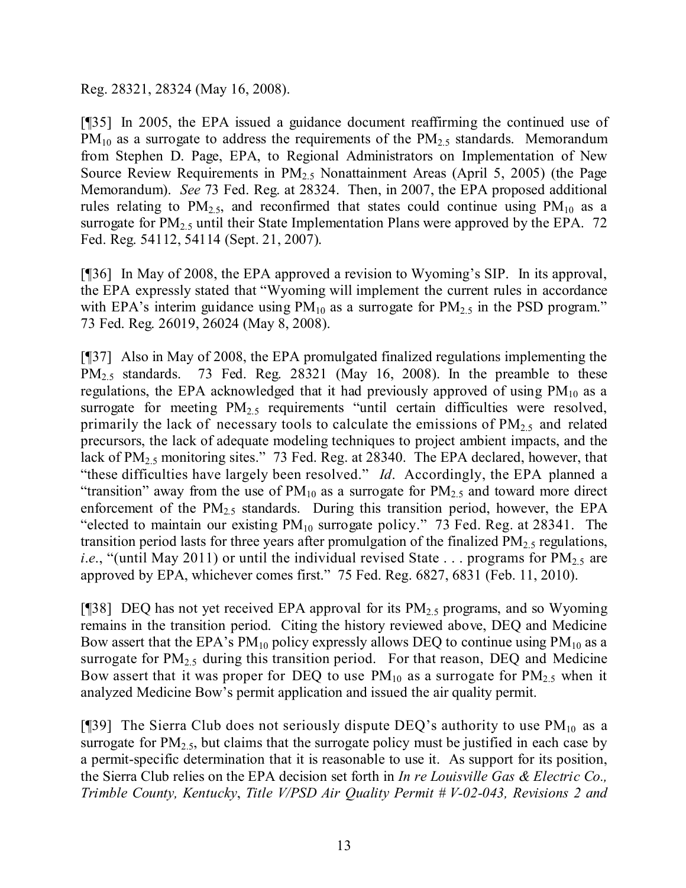Reg. 28321, 28324 (May 16, 2008).

[¶35] In 2005, the EPA issued a guidance document reaffirming the continued use of $PM_{10}$ as a surrogate to address the requirements of the $PM_{2.5}$ standards. Memorandum from Stephen D. Page, EPA, to Regional Administrators on Implementation of New Source Review Requirements in $PM_{2.5}$ Nonattainment Areas (April 5, 2005) (the Page Memorandum). *See* 73 Fed. Reg. at 28324. Then, in 2007, the EPA proposed additional rules relating to $PM_{2.5}$, and reconfirmed that states could continue using $PM_{10}$ as a surrogate for $PM_{2.5}$ until their State Implementation Plans were approved by the EPA. 72 Fed. Reg. 54112, 54114 (Sept. 21, 2007).

[¶36] In May of 2008, the EPA approved a revision to Wyoming's SIP. In its approval, the EPA expressly stated that "Wyoming will implement the current rules in accordance with EPA's interim guidance using $PM_{10}$ as a surrogate for $PM_{2.5}$ in the PSD program." 73 Fed. Reg. 26019, 26024 (May 8, 2008).

[¶37] Also in May of 2008, the EPA promulgated finalized regulations implementing the $PM_{2.5}$ standards. 73 Fed. Reg. 28321 (May 16, 2008). In the preamble to these regulations, the EPA acknowledged that it had previously approved of using $PM_{10}$ as a surrogate for meeting $PM_{2.5}$ requirements "until certain difficulties were resolved, primarily the lack of necessary tools to calculate the emissions of $PM_{2.5}$ and related precursors, the lack of adequate modeling techniques to project ambient impacts, and the lack of $PM_{2.5}$ monitoring sites." 73 Fed. Reg. at 28340. The EPA declared, however, that "these difficulties have largely been resolved." *Id*. Accordingly, the EPA planned a "transition" away from the use of $PM_{10}$ as a surrogate for $PM_{2.5}$ and toward more direct enforcement of the $PM_{2.5}$ standards. During this transition period, however, the EPA "elected to maintain our existing $PM_{10}$ surrogate policy." 73 Fed. Reg. at 28341. The transition period lasts for three years after promulgation of the finalized $PM_{2.5}$ regulations, *i.e*., "(until May 2011) or until the individual revised State . . . programs for $PM_{2.5}$ are approved by EPA, whichever comes first." 75 Fed. Reg. 6827, 6831 (Feb. 11, 2010).

[¶38] DEQ has not yet received EPA approval for its $PM_{2.5}$ programs, and so Wyoming remains in the transition period. Citing the history reviewed above, DEQ and Medicine Bow assert that the EPA's $PM_{10}$ policy expressly allows DEQ to continue using $PM_{10}$ as a surrogate for $PM_{2.5}$ during this transition period. For that reason, DEQ and Medicine Bow assert that it was proper for DEQ to use $PM_{10}$ as a surrogate for $PM_{2.5}$ when it analyzed Medicine Bow's permit application and issued the air quality permit.

[¶39] The Sierra Club does not seriously dispute DEQ's authority to use $PM_{10}$ as a surrogate for $PM_{2.5}$, but claims that the surrogate policy must be justified in each case by a permit-specific determination that it is reasonable to use it. As support for its position, the Sierra Club relies on the EPA decision set forth in *In re Louisville Gas & Electric Co., Trimble County, Kentucky*, *Title V/PSD Air Quality Permit # V-02-043, Revisions 2 and*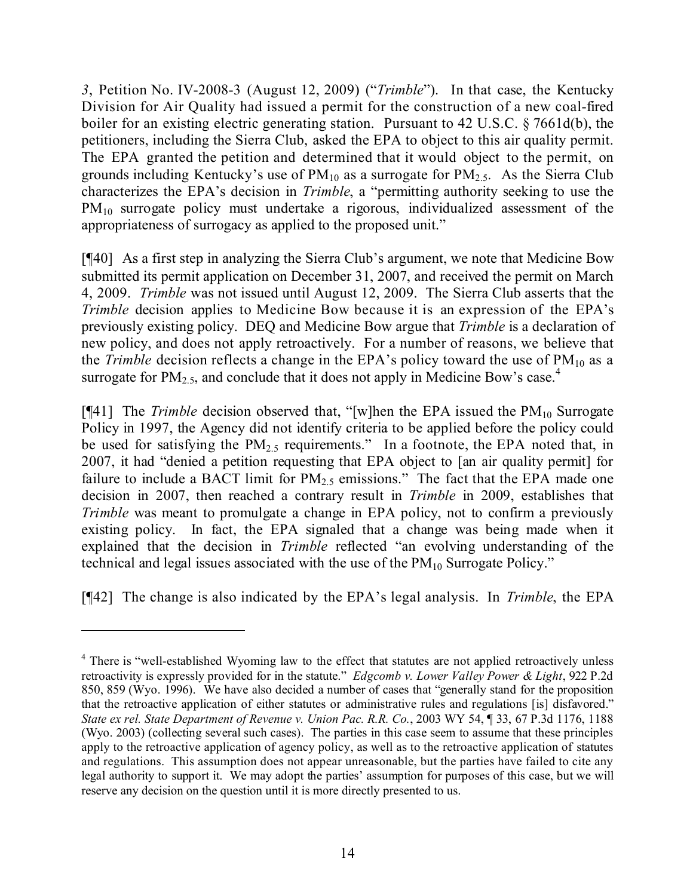*3*, Petition No. IV-2008-3 (August 12, 2009) ("*Trimble*"). In that case, the Kentucky Division for Air Quality had issued a permit for the construction of a new coal-fired boiler for an existing electric generating station. Pursuant to 42 U.S.C. § 7661d(b), the petitioners, including the Sierra Club, asked the EPA to object to this air quality permit. The EPA granted the petition and determined that it would object to the permit, on grounds including Kentucky's use of $PM_{10}$ as a surrogate for $PM_{2.5}$. As the Sierra Club characterizes the EPA's decision in *Trimble*, a "permitting authority seeking to use the $PM_{10}$ surrogate policy must undertake a rigorous, individualized assessment of the appropriateness of surrogacy as applied to the proposed unit."

[¶40] As a first step in analyzing the Sierra Club's argument, we note that Medicine Bow submitted its permit application on December 31, 2007, and received the permit on March 4, 2009. *Trimble* was not issued until August 12, 2009. The Sierra Club asserts that the *Trimble* decision applies to Medicine Bow because it is an expression of the EPA's previously existing policy. DEQ and Medicine Bow argue that *Trimble* is a declaration of new policy, and does not apply retroactively. For a number of reasons, we believe that the *Trimble* decision reflects a change in the EPA's policy toward the use of $PM_{10}$ as a surrogate for $PM_{2.5}$, and conclude that it does not apply in Medicine Bow's case.[4]

[¶41] The *Trimble* decision observed that, "[w]hen the EPA issued the $PM_{10}$ Surrogate Policy in 1997, the Agency did not identify criteria to be applied before the policy could be used for satisfying the $PM_{2.5}$ requirements." In a footnote, the EPA noted that, in 2007, it had "denied a petition requesting that EPA object to [an air quality permit] for failure to include a BACT limit for $PM_{2.5}$ emissions." The fact that the EPA made one decision in 2007, then reached a contrary result in *Trimble* in 2009, establishes that *Trimble* was meant to promulgate a change in EPA policy, not to confirm a previously existing policy. In fact, the EPA signaled that a change was being made when it explained that the decision in *Trimble* reflected "an evolving understanding of the technical and legal issues associated with the use of the $PM_{10}$ Surrogate Policy."

[¶42] The change is also indicated by the EPA's legal analysis. In *Trimble*, the EPA

---

[4] There is "well-established Wyoming law to the effect that statutes are not applied retroactively unless retroactivity is expressly provided for in the statute." *Edgcomb v. Lower Valley Power & Light*, 922 P.2d 850, 859 (Wyo. 1996). We have also decided a number of cases that "generally stand for the proposition that the retroactive application of either statutes or administrative rules and regulations [is] disfavored." *State ex rel. State Department of Revenue v. Union Pac. R.R. Co.*, 2003 WY 54, ¶ 33, 67 P.3d 1176, 1188 (Wyo. 2003) (collecting several such cases). The parties in this case seem to assume that these principles apply to the retroactive application of agency policy, as well as to the retroactive application of statutes and regulations. This assumption does not appear unreasonable, but the parties have failed to cite any legal authority to support it. We may adopt the parties' assumption for purposes of this case, but we will reserve any decision on the question until it is more directly presented to us.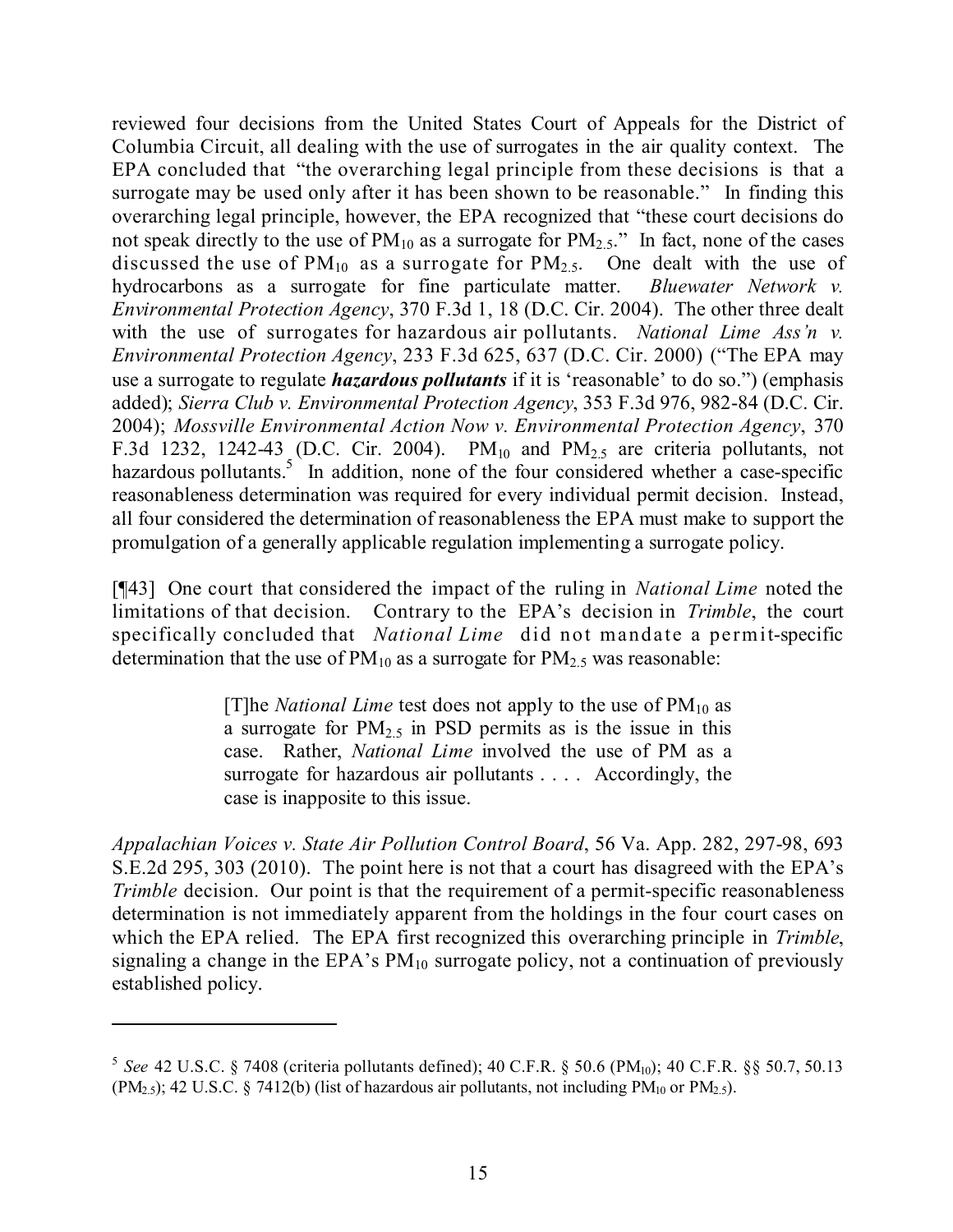reviewed four decisions from the United States Court of Appeals for the District of Columbia Circuit, all dealing with the use of surrogates in the air quality context. The EPA concluded that "the overarching legal principle from these decisions is that a surrogate may be used only after it has been shown to be reasonable." In finding this overarching legal principle, however, the EPA recognized that "these court decisions do not speak directly to the use of $PM_{10}$ as a surrogate for $PM_{2.5}$." In fact, none of the cases discussed the use of $PM_{10}$ as a surrogate for $PM_{2.5}$. One dealt with the use of hydrocarbons as a surrogate for fine particulate matter. *Bluewater Network v. Environmental Protection Agency*, 370 F.3d 1, 18 (D.C. Cir. 2004). The other three dealt with the use of surrogates for hazardous air pollutants. *National Lime Ass'n v. Environmental Protection Agency*, 233 F.3d 625, 637 (D.C. Cir. 2000) ("The EPA may use a surrogate to regulate ***hazardous pollutants*** if it is 'reasonable' to do so.") (emphasis added); *Sierra Club v. Environmental Protection Agency*, 353 F.3d 976, 982-84 (D.C. Cir. 2004); *Mossville Environmental Action Now v. Environmental Protection Agency*, 370 F.3d 1232, 1242-43 (D.C. Cir. 2004). $PM_{10}$ and $PM_{2.5}$ are criteria pollutants, not hazardous pollutants.[5] In addition, none of the four considered whether a case-specific reasonableness determination was required for every individual permit decision. Instead, all four considered the determination of reasonableness the EPA must make to support the promulgation of a generally applicable regulation implementing a surrogate policy.

[¶43] One court that considered the impact of the ruling in *National Lime* noted the limitations of that decision. Contrary to the EPA's decision in *Trimble*, the court specifically concluded that *National Lime* did not mandate a permit-specific determination that the use of $PM_{10}$ as a surrogate for $PM_{2.5}$ was reasonable:

> [T]he *National Lime* test does not apply to the use of $PM_{10}$ as a surrogate for $PM_{2.5}$ in PSD permits as is the issue in this case. Rather, *National Lime* involved the use of PM as a surrogate for hazardous air pollutants . . . . Accordingly, the case is inapposite to this issue.

*Appalachian Voices v. State Air Pollution Control Board*, 56 Va. App. 282, 297-98, 693 S.E.2d 295, 303 (2010). The point here is not that a court has disagreed with the EPA's *Trimble* decision. Our point is that the requirement of a permit-specific reasonableness determination is not immediately apparent from the holdings in the four court cases on which the EPA relied. The EPA first recognized this overarching principle in *Trimble*, signaling a change in the EPA's $PM_{10}$ surrogate policy, not a continuation of previously established policy.

---

[5] *See* 42 U.S.C. § 7408 (criteria pollutants defined); 40 C.F.R. § 50.6 ($PM_{10}$); 40 C.F.R. §§ 50.7, 50.13 ($PM_{2.5}$); 42 U.S.C. § 7412(b) (list of hazardous air pollutants, not including $PM_{10}$ or $PM_{2.5}$).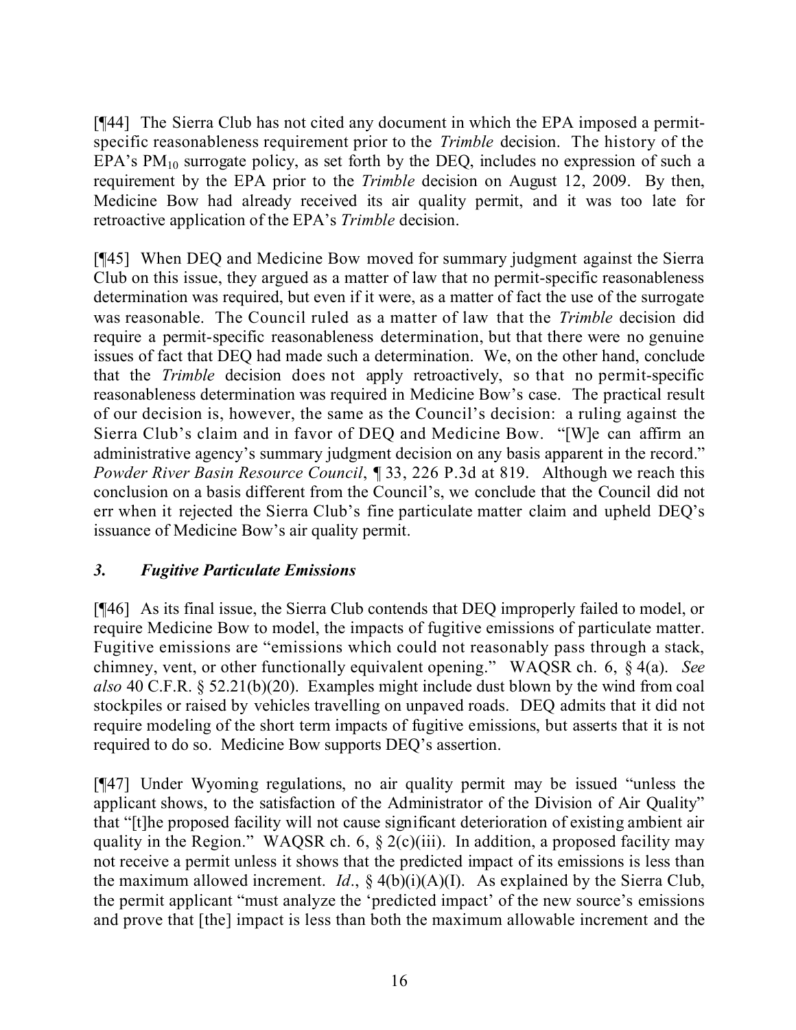[¶44] The Sierra Club has not cited any document in which the EPA imposed a permit-specific reasonableness requirement prior to the *Trimble* decision. The history of the EPA's $PM_{10}$ surrogate policy, as set forth by the DEQ, includes no expression of such a requirement by the EPA prior to the *Trimble* decision on August 12, 2009. By then, Medicine Bow had already received its air quality permit, and it was too late for retroactive application of the EPA's *Trimble* decision.

[¶45] When DEQ and Medicine Bow moved for summary judgment against the Sierra Club on this issue, they argued as a matter of law that no permit-specific reasonableness determination was required, but even if it were, as a matter of fact the use of the surrogate was reasonable. The Council ruled as a matter of law that the *Trimble* decision did require a permit-specific reasonableness determination, but that there were no genuine issues of fact that DEQ had made such a determination. We, on the other hand, conclude that the *Trimble* decision does not apply retroactively, so that no permit-specific reasonableness determination was required in Medicine Bow's case. The practical result of our decision is, however, the same as the Council's decision: a ruling against the Sierra Club's claim and in favor of DEQ and Medicine Bow. "[W]e can affirm an administrative agency's summary judgment decision on any basis apparent in the record." *Powder River Basin Resource Council*, ¶ 33, 226 P.3d at 819. Although we reach this conclusion on a basis different from the Council's, we conclude that the Council did not err when it rejected the Sierra Club's fine particulate matter claim and upheld DEQ's issuance of Medicine Bow's air quality permit.

### *3. Fugitive Particulate Emissions*

[¶46] As its final issue, the Sierra Club contends that DEQ improperly failed to model, or require Medicine Bow to model, the impacts of fugitive emissions of particulate matter. Fugitive emissions are "emissions which could not reasonably pass through a stack, chimney, vent, or other functionally equivalent opening." WAQSR ch. 6, § 4(a). *See also* 40 C.F.R. § 52.21(b)(20). Examples might include dust blown by the wind from coal stockpiles or raised by vehicles travelling on unpaved roads. DEQ admits that it did not require modeling of the short term impacts of fugitive emissions, but asserts that it is not required to do so. Medicine Bow supports DEQ's assertion.

[¶47] Under Wyoming regulations, no air quality permit may be issued "unless the applicant shows, to the satisfaction of the Administrator of the Division of Air Quality" that "[t]he proposed facility will not cause significant deterioration of existing ambient air quality in the Region." WAQSR ch. 6, § 2(c)(iii). In addition, a proposed facility may not receive a permit unless it shows that the predicted impact of its emissions is less than the maximum allowed increment. *Id*., § 4(b)(i)(A)(I). As explained by the Sierra Club, the permit applicant "must analyze the 'predicted impact' of the new source's emissions and prove that [the] impact is less than both the maximum allowable increment and the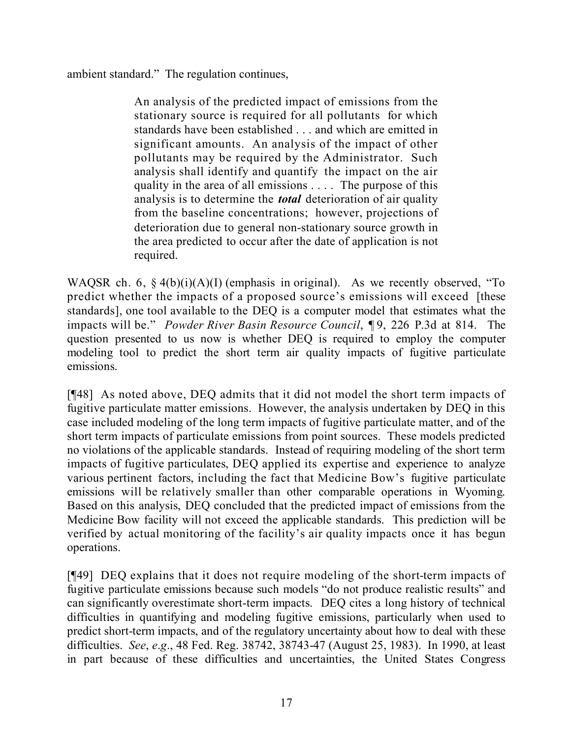ambient standard." The regulation continues,

> An analysis of the predicted impact of emissions from the stationary source is required for all pollutants for which standards have been established . . . and which are emitted in significant amounts. An analysis of the impact of other pollutants may be required by the Administrator. Such analysis shall identify and quantify the impact on the air quality in the area of all emissions . . . . The purpose of this analysis is to determine the ***total*** deterioration of air quality from the baseline concentrations; however, projections of deterioration due to general non-stationary source growth in the area predicted to occur after the date of application is not required.

WAQSR ch. 6, § 4(b)(i)(A)(I) (emphasis in original). As we recently observed, "To predict whether the impacts of a proposed source's emissions will exceed [these standards], one tool available to the DEQ is a computer model that estimates what the impacts will be." *Powder River Basin Resource Council*, ¶ 9, 226 P.3d at 814. The question presented to us now is whether DEQ is required to employ the computer modeling tool to predict the short term air quality impacts of fugitive particulate emissions.

[¶48] As noted above, DEQ admits that it did not model the short term impacts of fugitive particulate matter emissions. However, the analysis undertaken by DEQ in this case included modeling of the long term impacts of fugitive particulate matter, and of the short term impacts of particulate emissions from point sources. These models predicted no violations of the applicable standards. Instead of requiring modeling of the short term impacts of fugitive particulates, DEQ applied its expertise and experience to analyze various pertinent factors, including the fact that Medicine Bow's fugitive particulate emissions will be relatively smaller than other comparable operations in Wyoming. Based on this analysis, DEQ concluded that the predicted impact of emissions from the Medicine Bow facility will not exceed the applicable standards. This prediction will be verified by actual monitoring of the facility's air quality impacts once it has begun operations.

[¶49] DEQ explains that it does not require modeling of the short-term impacts of fugitive particulate emissions because such models "do not produce realistic results" and can significantly overestimate short-term impacts. DEQ cites a long history of technical difficulties in quantifying and modeling fugitive emissions, particularly when used to predict short-term impacts, and of the regulatory uncertainty about how to deal with these difficulties. *See*, *e.g*., 48 Fed. Reg. 38742, 38743-47 (August 25, 1983). In 1990, at least in part because of these difficulties and uncertainties, the United States Congress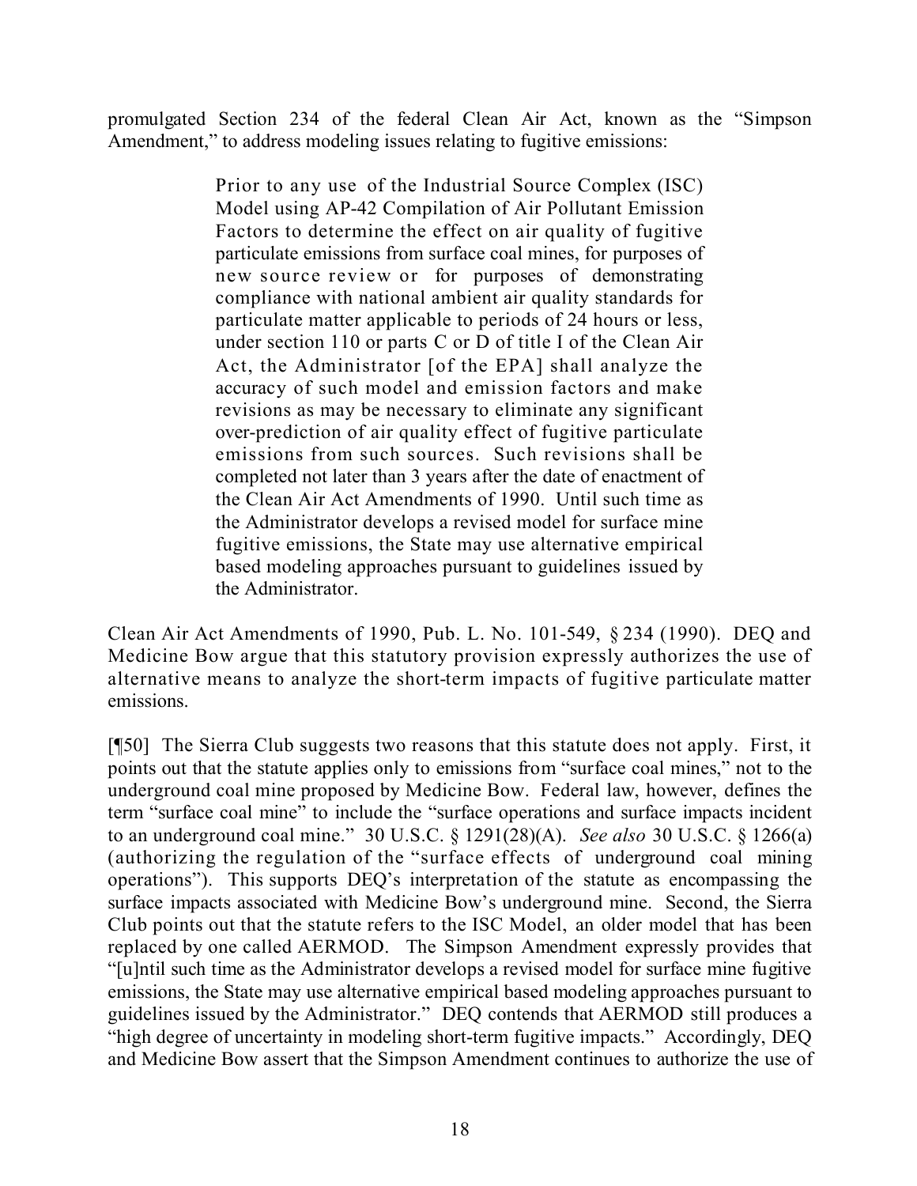promulgated Section 234 of the federal Clean Air Act, known as the "Simpson Amendment," to address modeling issues relating to fugitive emissions:

> Prior to any use of the Industrial Source Complex (ISC) Model using AP-42 Compilation of Air Pollutant Emission Factors to determine the effect on air quality of fugitive particulate emissions from surface coal mines, for purposes of new source review or for purposes of demonstrating compliance with national ambient air quality standards for particulate matter applicable to periods of 24 hours or less, under section 110 or parts C or D of title I of the Clean Air Act, the Administrator [of the EPA] shall analyze the accuracy of such model and emission factors and make revisions as may be necessary to eliminate any significant over-prediction of air quality effect of fugitive particulate emissions from such sources. Such revisions shall be completed not later than 3 years after the date of enactment of the Clean Air Act Amendments of 1990. Until such time as the Administrator develops a revised model for surface mine fugitive emissions, the State may use alternative empirical based modeling approaches pursuant to guidelines issued by the Administrator.

Clean Air Act Amendments of 1990, Pub. L. No. 101-549, § 234 (1990). DEQ and Medicine Bow argue that this statutory provision expressly authorizes the use of alternative means to analyze the short-term impacts of fugitive particulate matter emissions.

[¶50] The Sierra Club suggests two reasons that this statute does not apply. First, it points out that the statute applies only to emissions from "surface coal mines," not to the underground coal mine proposed by Medicine Bow. Federal law, however, defines the term "surface coal mine" to include the "surface operations and surface impacts incident to an underground coal mine." 30 U.S.C. § 1291(28)(A). *See also* 30 U.S.C. § 1266(a) (authorizing the regulation of the "surface effects of underground coal mining operations"). This supports DEQ's interpretation of the statute as encompassing the surface impacts associated with Medicine Bow's underground mine. Second, the Sierra Club points out that the statute refers to the ISC Model, an older model that has been replaced by one called AERMOD. The Simpson Amendment expressly provides that "[u]ntil such time as the Administrator develops a revised model for surface mine fugitive emissions, the State may use alternative empirical based modeling approaches pursuant to guidelines issued by the Administrator." DEQ contends that AERMOD still produces a "high degree of uncertainty in modeling short-term fugitive impacts." Accordingly, DEQ and Medicine Bow assert that the Simpson Amendment continues to authorize the use of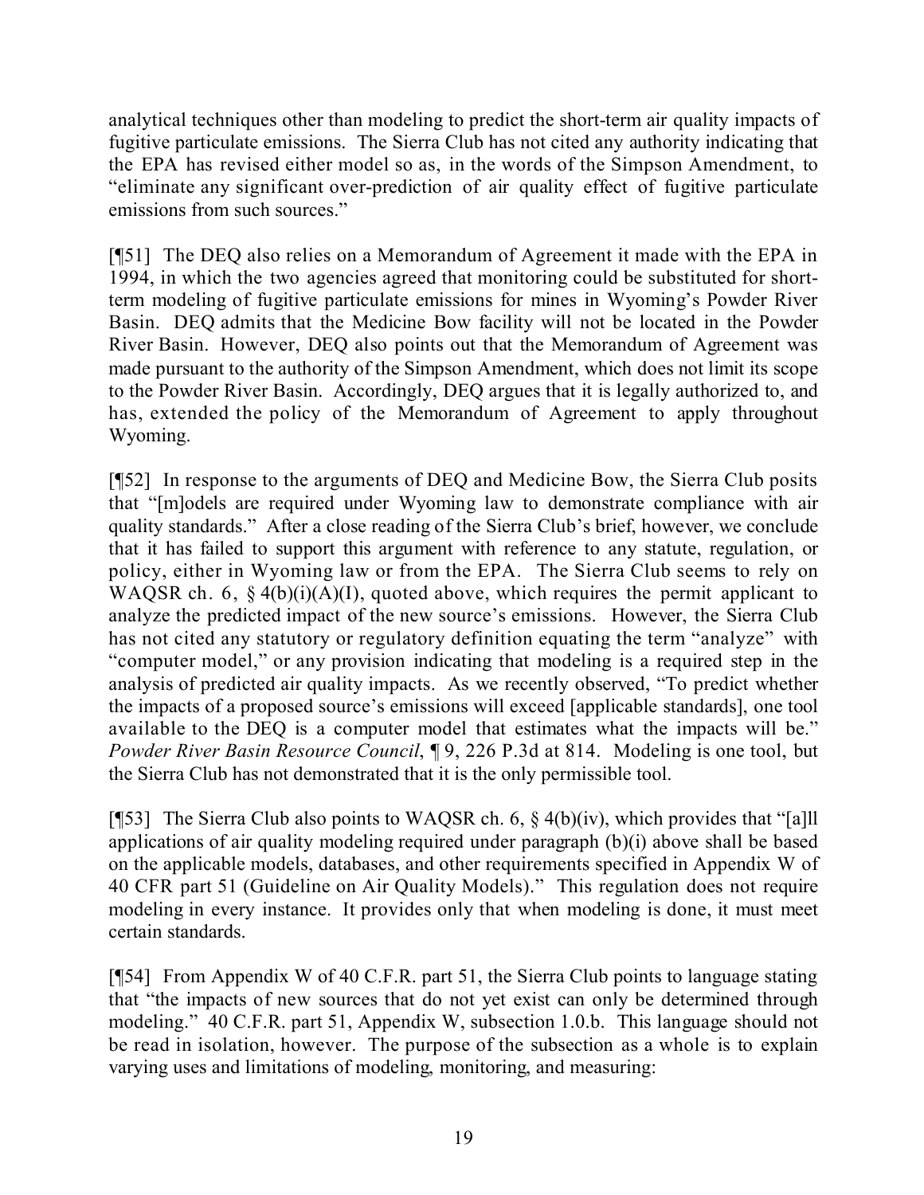analytical techniques other than modeling to predict the short-term air quality impacts of fugitive particulate emissions. The Sierra Club has not cited any authority indicating that the EPA has revised either model so as, in the words of the Simpson Amendment, to "eliminate any significant over-prediction of air quality effect of fugitive particulate emissions from such sources."

[¶51] The DEQ also relies on a Memorandum of Agreement it made with the EPA in 1994, in which the two agencies agreed that monitoring could be substituted for short-term modeling of fugitive particulate emissions for mines in Wyoming's Powder River Basin. DEQ admits that the Medicine Bow facility will not be located in the Powder River Basin. However, DEQ also points out that the Memorandum of Agreement was made pursuant to the authority of the Simpson Amendment, which does not limit its scope to the Powder River Basin. Accordingly, DEQ argues that it is legally authorized to, and has, extended the policy of the Memorandum of Agreement to apply throughout Wyoming.

[¶52] In response to the arguments of DEQ and Medicine Bow, the Sierra Club posits that "[m]odels are required under Wyoming law to demonstrate compliance with air quality standards." After a close reading of the Sierra Club's brief, however, we conclude that it has failed to support this argument with reference to any statute, regulation, or policy, either in Wyoming law or from the EPA. The Sierra Club seems to rely on WAQSR ch. 6, § 4(b)(i)(A)(I), quoted above, which requires the permit applicant to analyze the predicted impact of the new source's emissions. However, the Sierra Club has not cited any statutory or regulatory definition equating the term "analyze" with "computer model," or any provision indicating that modeling is a required step in the analysis of predicted air quality impacts. As we recently observed, "To predict whether the impacts of a proposed source's emissions will exceed [applicable standards], one tool available to the DEQ is a computer model that estimates what the impacts will be." *Powder River Basin Resource Council*, ¶ 9, 226 P.3d at 814. Modeling is one tool, but the Sierra Club has not demonstrated that it is the only permissible tool.

[¶53] The Sierra Club also points to WAQSR ch. 6, § 4(b)(iv), which provides that "[a]ll applications of air quality modeling required under paragraph (b)(i) above shall be based on the applicable models, databases, and other requirements specified in Appendix W of 40 CFR part 51 (Guideline on Air Quality Models)." This regulation does not require modeling in every instance. It provides only that when modeling is done, it must meet certain standards.

[¶54] From Appendix W of 40 C.F.R. part 51, the Sierra Club points to language stating that "the impacts of new sources that do not yet exist can only be determined through modeling." 40 C.F.R. part 51, Appendix W, subsection 1.0.b. This language should not be read in isolation, however. The purpose of the subsection as a whole is to explain varying uses and limitations of modeling, monitoring, and measuring: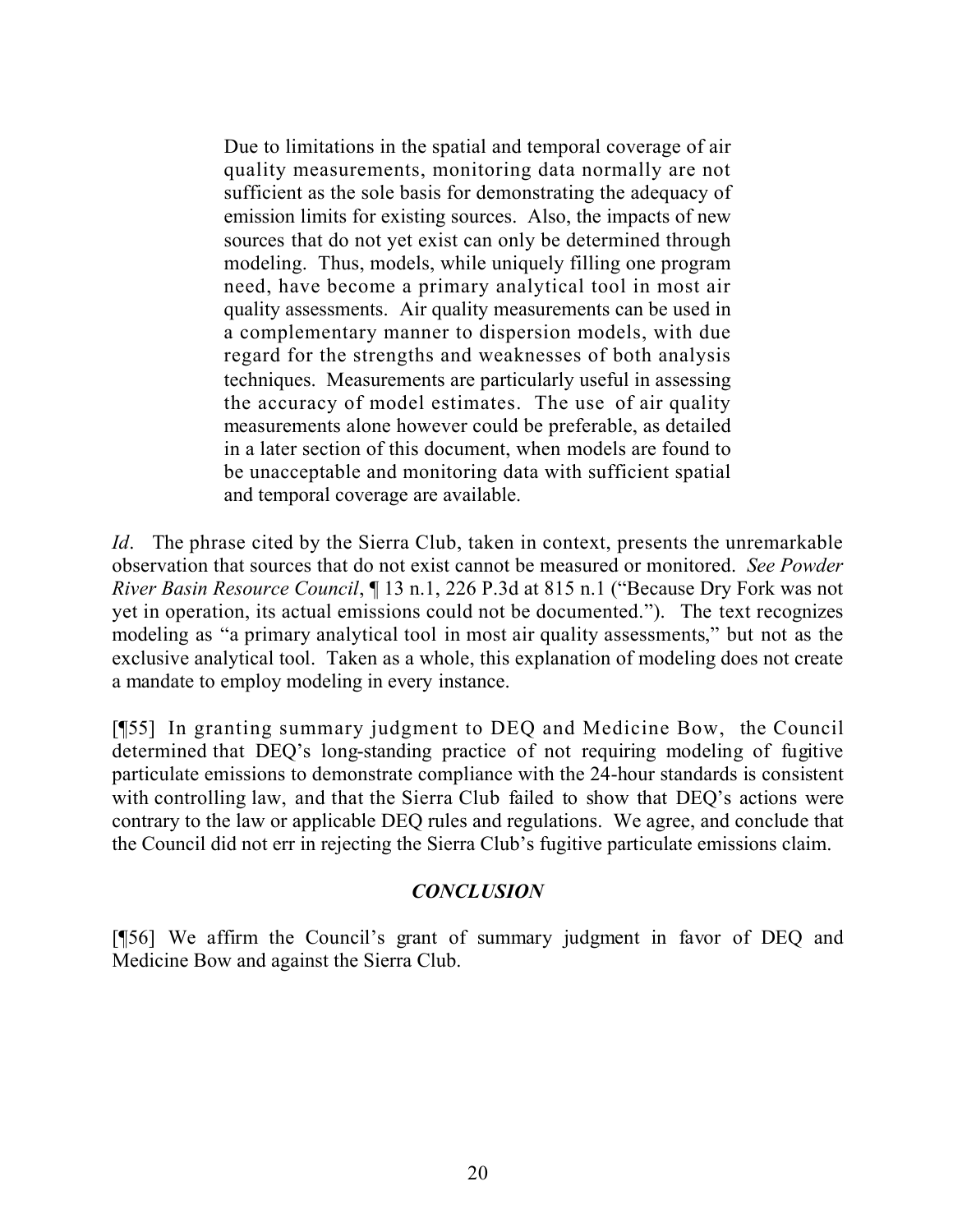> Due to limitations in the spatial and temporal coverage of air quality measurements, monitoring data normally are not sufficient as the sole basis for demonstrating the adequacy of emission limits for existing sources. Also, the impacts of new sources that do not yet exist can only be determined through modeling. Thus, models, while uniquely filling one program need, have become a primary analytical tool in most air quality assessments. Air quality measurements can be used in a complementary manner to dispersion models, with due regard for the strengths and weaknesses of both analysis techniques. Measurements are particularly useful in assessing the accuracy of model estimates. The use of air quality measurements alone however could be preferable, as detailed in a later section of this document, when models are found to be unacceptable and monitoring data with sufficient spatial and temporal coverage are available.

*Id*. The phrase cited by the Sierra Club, taken in context, presents the unremarkable observation that sources that do not exist cannot be measured or monitored. *See Powder River Basin Resource Council*, ¶ 13 n.1, 226 P.3d at 815 n.1 ("Because Dry Fork was not yet in operation, its actual emissions could not be documented."). The text recognizes modeling as "a primary analytical tool in most air quality assessments," but not as the exclusive analytical tool. Taken as a whole, this explanation of modeling does not create a mandate to employ modeling in every instance.

[¶55] In granting summary judgment to DEQ and Medicine Bow, the Council determined that DEQ's long-standing practice of not requiring modeling of fugitive particulate emissions to demonstrate compliance with the 24-hour standards is consistent with controlling law, and that the Sierra Club failed to show that DEQ's actions were contrary to the law or applicable DEQ rules and regulations. We agree, and conclude that the Council did not err in rejecting the Sierra Club's fugitive particulate emissions claim.

## *CONCLUSION*

[¶56] We affirm the Council's grant of summary judgment in favor of DEQ and Medicine Bow and against the Sierra Club.